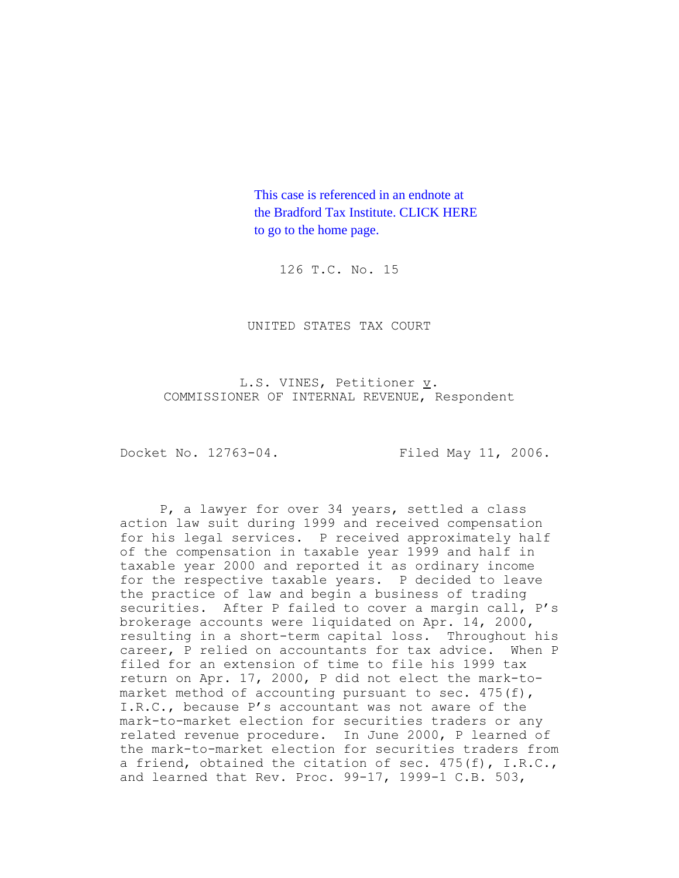This case is referenced in an endnote at the Bradford Tax Institute. CLICK HERE to go to the home page.

126 T.C. No. 15

UNITED STATES TAX COURT

L.S. VINES, Petitioner v. COMMISSIONER OF INTERNAL REVENUE, Respondent

Docket No. 12763-04. Filed May 11, 2006.

P, a lawyer for over 34 years, settled a class action law suit during 1999 and received compensation for his legal services. P received approximately half of the compensation in taxable year 1999 and half in taxable year 2000 and reported it as ordinary income for the respective taxable years. P decided to leave the practice of law and begin a business of trading securities. After P failed to cover a margin call, P's brokerage accounts were liquidated on Apr. 14, 2000, resulting in a short-term capital loss. Throughout his career, P relied on accountants for tax advice. When P filed for an extension of time to file his 1999 tax return on Apr. 17, 2000, P did not elect the mark-to-market method of accounting pursuant to sec. 475(f), I.R.C., because P's accountant was not aware of the mark-to-market election for securities traders or any related revenue procedure. In June 2000, P learned of the mark-to-market election for securities traders from a friend, obtained the citation of sec. 475(f), I.R.C., and learned that Rev. Proc. 99-17, 1999-1 C.B. 503,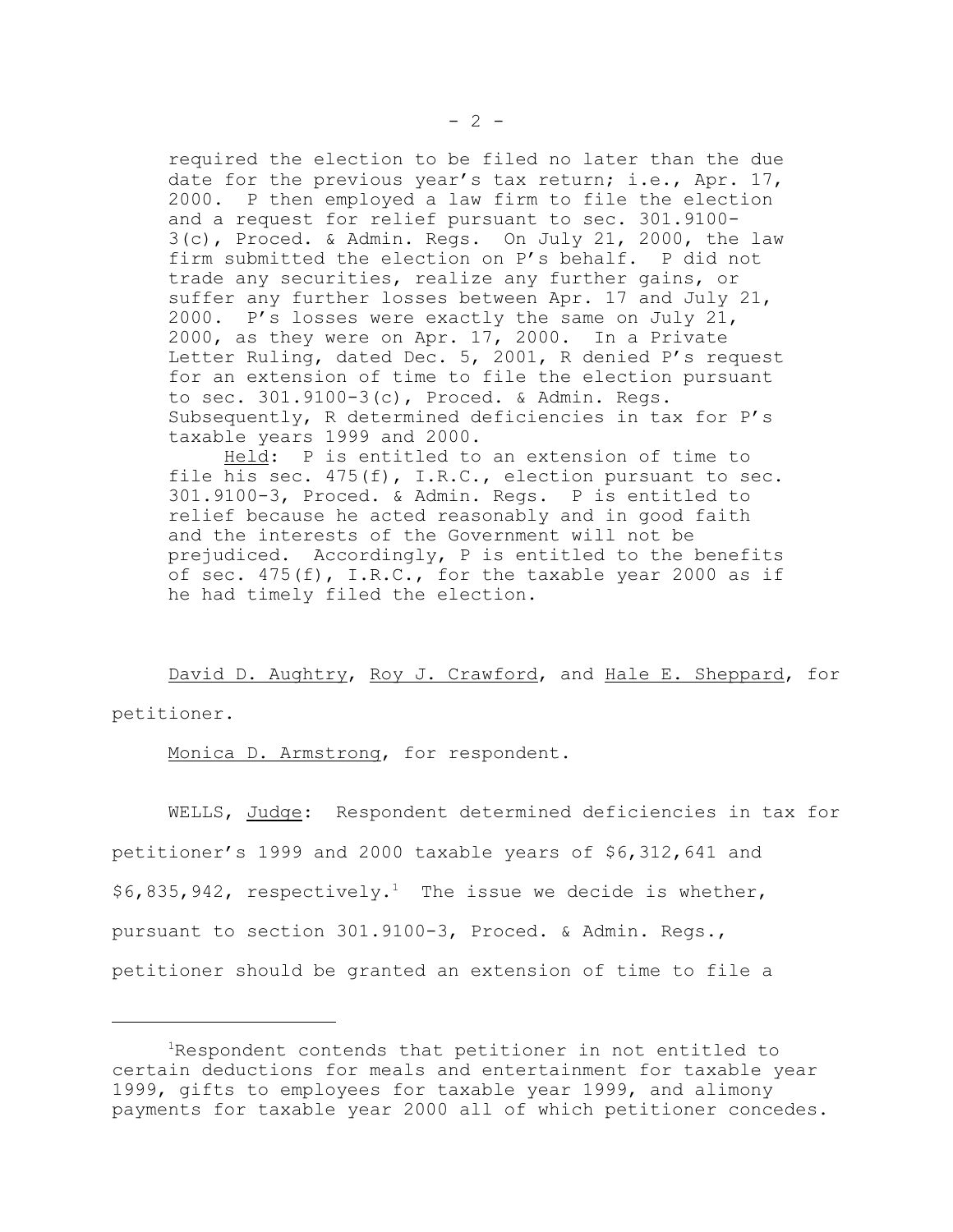required the election to be filed no later than the due date for the previous year's tax return; i.e., Apr. 17, 2000. P then employed a law firm to file the election and a request for relief pursuant to sec. 301.9100-3(c), Proced. & Admin. Regs. On July 21, 2000, the law firm submitted the election on P's behalf. P did not trade any securities, realize any further gains, or suffer any further losses between Apr. 17 and July 21, 2000. P's losses were exactly the same on July 21, 2000, as they were on Apr. 17, 2000. In a Private Letter Ruling, dated Dec. 5, 2001, R denied P's request for an extension of time to file the election pursuant to sec. 301.9100-3(c), Proced. & Admin. Regs. Subsequently, R determined deficiencies in tax for P's taxable years 1999 and 2000.

Held: P is entitled to an extension of time to file his sec. 475(f), I.R.C., election pursuant to sec. 301.9100-3, Proced. & Admin. Regs. P is entitled to relief because he acted reasonably and in good faith and the interests of the Government will not be prejudiced. Accordingly, P is entitled to the benefits of sec. 475(f), I.R.C., for the taxable year 2000 as if he had timely filed the election.

David D. Aughtry, Roy J. Crawford, and Hale E. Sheppard, for petitioner.

Monica D. Armstrong, for respondent.

WELLS, Judge: Respondent determined deficiencies in tax for petitioner's 1999 and 2000 taxable years of \$6,312,641 and \$6,835,942, respectively.[1] The issue we decide is whether, pursuant to section 301.9100-3, Proced. & Admin. Regs., petitioner should be granted an extension of time to file a

[1] Respondent contends that petitioner in not entitled to certain deductions for meals and entertainment for taxable year 1999, gifts to employees for taxable year 1999, and alimony payments for taxable year 2000 all of which petitioner concedes.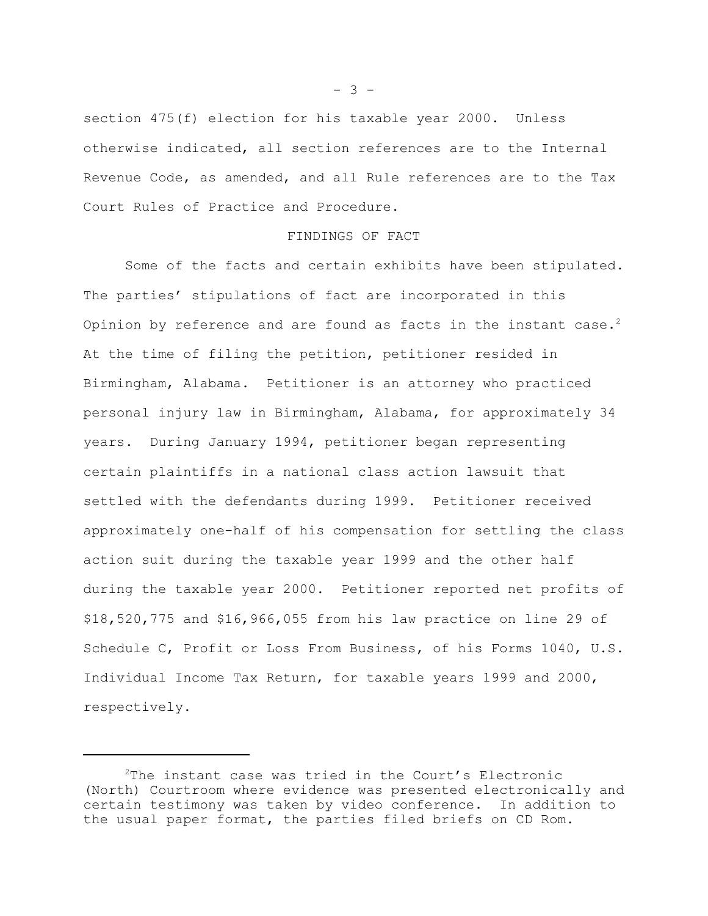section 475(f) election for his taxable year 2000. Unless otherwise indicated, all section references are to the Internal Revenue Code, as amended, and all Rule references are to the Tax Court Rules of Practice and Procedure.

## FINDINGS OF FACT

Some of the facts and certain exhibits have been stipulated. The parties' stipulations of fact are incorporated in this Opinion by reference and are found as facts in the instant case.[2] At the time of filing the petition, petitioner resided in Birmingham, Alabama. Petitioner is an attorney who practiced personal injury law in Birmingham, Alabama, for approximately 34 years. During January 1994, petitioner began representing certain plaintiffs in a national class action lawsuit that settled with the defendants during 1999. Petitioner received approximately one-half of his compensation for settling the class action suit during the taxable year 1999 and the other half during the taxable year 2000. Petitioner reported net profits of $18,520,775 and $16,966,055 from his law practice on line 29 of Schedule C, Profit or Loss From Business, of his Forms 1040, U.S. Individual Income Tax Return, for taxable years 1999 and 2000, respectively.

---

[2]The instant case was tried in the Court's Electronic (North) Courtroom where evidence was presented electronically and certain testimony was taken by video conference. In addition to the usual paper format, the parties filed briefs on CD Rom.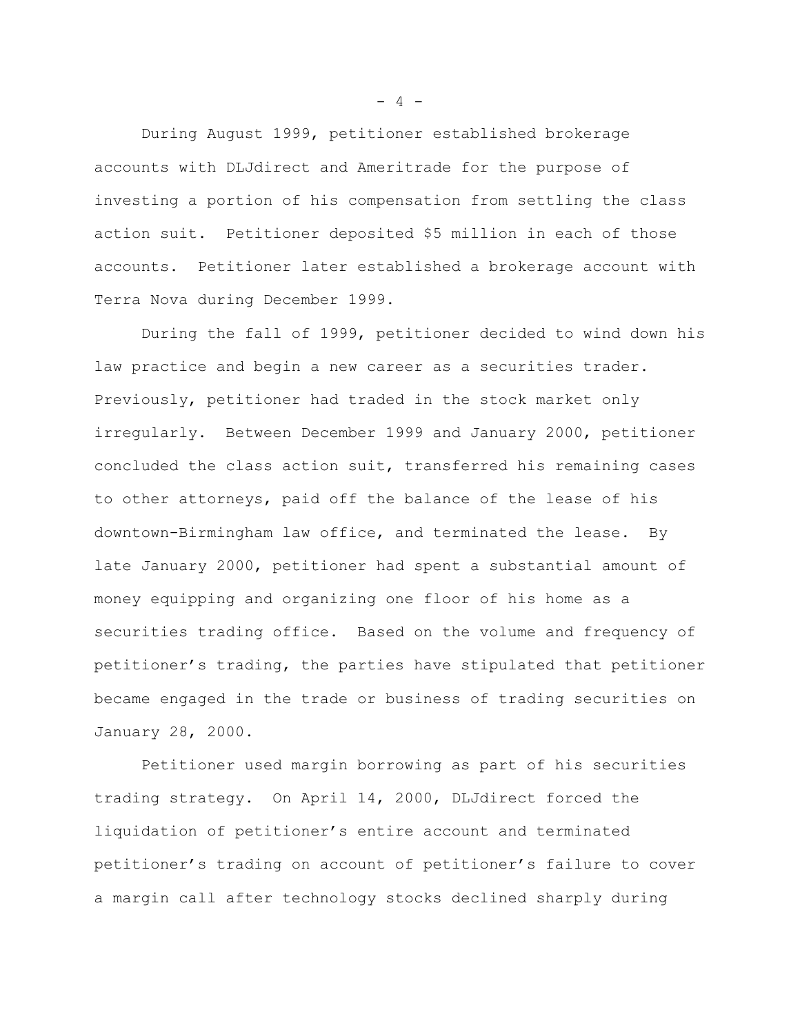During August 1999, petitioner established brokerage accounts with DLJdirect and Ameritrade for the purpose of investing a portion of his compensation from settling the class action suit. Petitioner deposited $5 million in each of those accounts. Petitioner later established a brokerage account with Terra Nova during December 1999.

During the fall of 1999, petitioner decided to wind down his law practice and begin a new career as a securities trader. Previously, petitioner had traded in the stock market only irregularly. Between December 1999 and January 2000, petitioner concluded the class action suit, transferred his remaining cases to other attorneys, paid off the balance of the lease of his downtown-Birmingham law office, and terminated the lease. By late January 2000, petitioner had spent a substantial amount of money equipping and organizing one floor of his home as a securities trading office. Based on the volume and frequency of petitioner's trading, the parties have stipulated that petitioner became engaged in the trade or business of trading securities on January 28, 2000.

Petitioner used margin borrowing as part of his securities trading strategy. On April 14, 2000, DLJdirect forced the liquidation of petitioner's entire account and terminated petitioner's trading on account of petitioner's failure to cover a margin call after technology stocks declined sharply during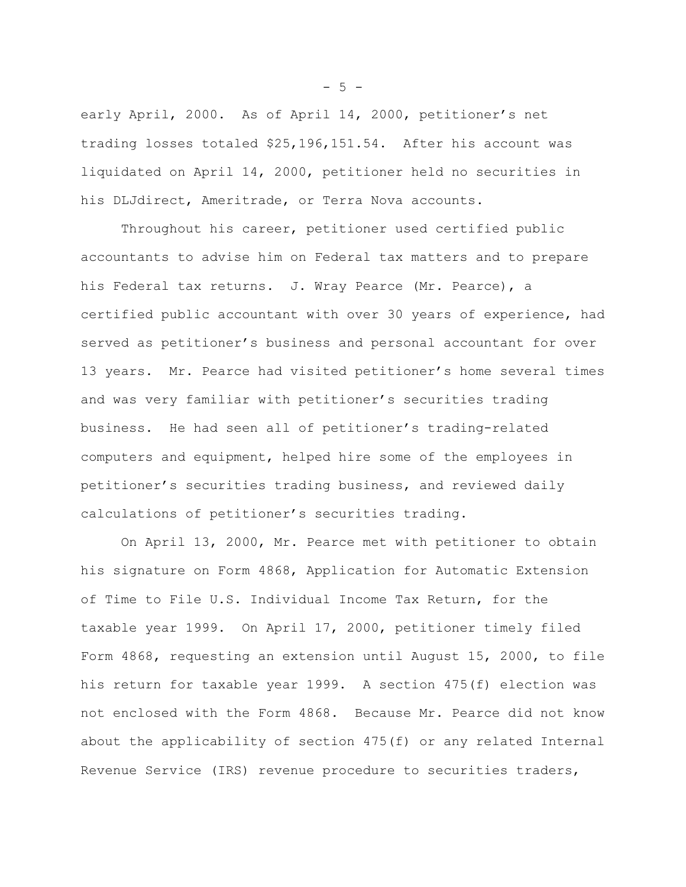early April, 2000. As of April 14, 2000, petitioner's net trading losses totaled $25,196,151.54. After his account was liquidated on April 14, 2000, petitioner held no securities in his DLJdirect, Ameritrade, or Terra Nova accounts.

Throughout his career, petitioner used certified public accountants to advise him on Federal tax matters and to prepare his Federal tax returns. J. Wray Pearce (Mr. Pearce), a certified public accountant with over 30 years of experience, had served as petitioner's business and personal accountant for over 13 years. Mr. Pearce had visited petitioner's home several times and was very familiar with petitioner's securities trading business. He had seen all of petitioner's trading-related computers and equipment, helped hire some of the employees in petitioner's securities trading business, and reviewed daily calculations of petitioner's securities trading.

On April 13, 2000, Mr. Pearce met with petitioner to obtain his signature on Form 4868, Application for Automatic Extension of Time to File U.S. Individual Income Tax Return, for the taxable year 1999. On April 17, 2000, petitioner timely filed Form 4868, requesting an extension until August 15, 2000, to file his return for taxable year 1999. A section 475(f) election was not enclosed with the Form 4868. Because Mr. Pearce did not know about the applicability of section 475(f) or any related Internal Revenue Service (IRS) revenue procedure to securities traders,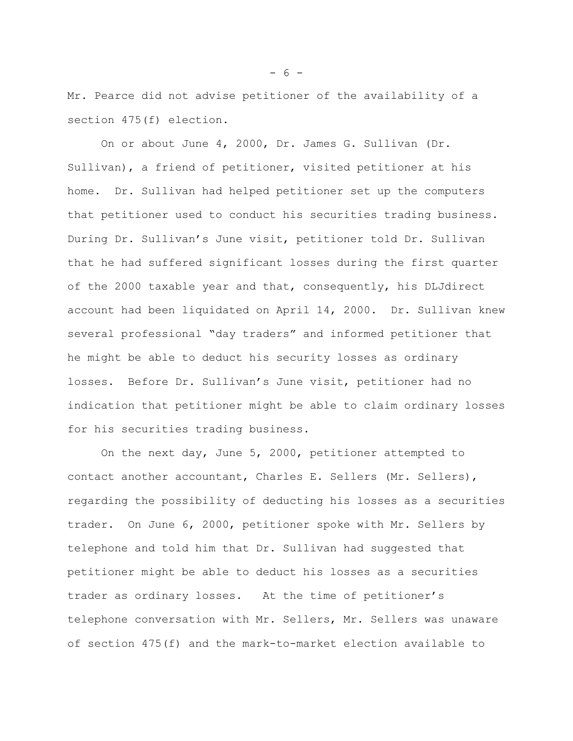Mr. Pearce did not advise petitioner of the availability of a section 475(f) election.

On or about June 4, 2000, Dr. James G. Sullivan (Dr. Sullivan), a friend of petitioner, visited petitioner at his home. Dr. Sullivan had helped petitioner set up the computers that petitioner used to conduct his securities trading business. During Dr. Sullivan's June visit, petitioner told Dr. Sullivan that he had suffered significant losses during the first quarter of the 2000 taxable year and that, consequently, his DLJdirect account had been liquidated on April 14, 2000. Dr. Sullivan knew several professional "day traders" and informed petitioner that he might be able to deduct his security losses as ordinary losses. Before Dr. Sullivan's June visit, petitioner had no indication that petitioner might be able to claim ordinary losses for his securities trading business.

On the next day, June 5, 2000, petitioner attempted to contact another accountant, Charles E. Sellers (Mr. Sellers), regarding the possibility of deducting his losses as a securities trader. On June 6, 2000, petitioner spoke with Mr. Sellers by telephone and told him that Dr. Sullivan had suggested that petitioner might be able to deduct his losses as a securities trader as ordinary losses. At the time of petitioner's telephone conversation with Mr. Sellers, Mr. Sellers was unaware of section 475(f) and the mark-to-market election available to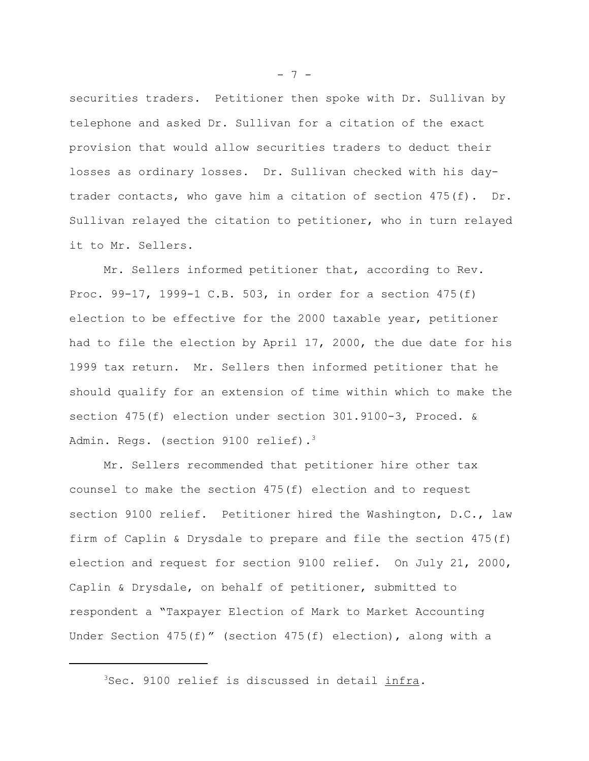securities traders. Petitioner then spoke with Dr. Sullivan by telephone and asked Dr. Sullivan for a citation of the exact provision that would allow securities traders to deduct their losses as ordinary losses. Dr. Sullivan checked with his day-trader contacts, who gave him a citation of section 475(f). Dr. Sullivan relayed the citation to petitioner, who in turn relayed it to Mr. Sellers.

Mr. Sellers informed petitioner that, according to Rev. Proc. 99-17, 1999-1 C.B. 503, in order for a section 475(f) election to be effective for the 2000 taxable year, petitioner had to file the election by April 17, 2000, the due date for his 1999 tax return. Mr. Sellers then informed petitioner that he should qualify for an extension of time within which to make the section 475(f) election under section 301.9100-3, Proced. & Admin. Regs. (section 9100 relief).[3]

Mr. Sellers recommended that petitioner hire other tax counsel to make the section 475(f) election and to request section 9100 relief. Petitioner hired the Washington, D.C., law firm of Caplin & Drysdale to prepare and file the section 475(f) election and request for section 9100 relief. On July 21, 2000, Caplin & Drysdale, on behalf of petitioner, submitted to respondent a "Taxpayer Election of Mark to Market Accounting Under Section 475(f)" (section 475(f) election), along with a

---

[3]Sec. 9100 relief is discussed in detail infra.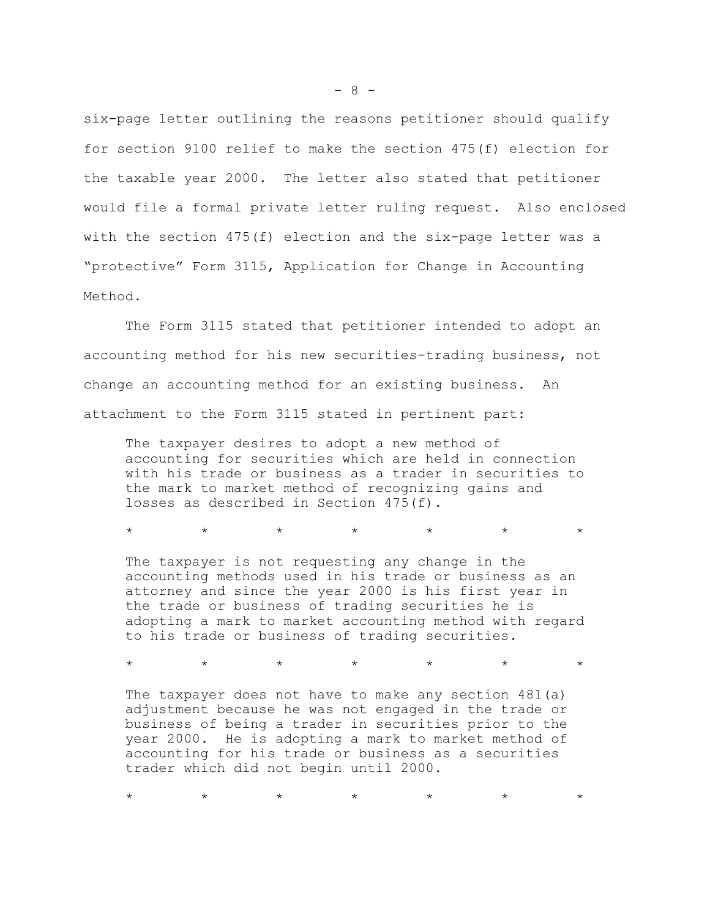six-page letter outlining the reasons petitioner should qualify for section 9100 relief to make the section 475(f) election for the taxable year 2000. The letter also stated that petitioner would file a formal private letter ruling request. Also enclosed with the section 475(f) election and the six-page letter was a "protective" Form 3115, Application for Change in Accounting Method.

The Form 3115 stated that petitioner intended to adopt an accounting method for his new securities-trading business, not change an accounting method for an existing business. An attachment to the Form 3115 stated in pertinent part:

> The taxpayer desires to adopt a new method of accounting for securities which are held in connection with his trade or business as a trader in securities to the mark to market method of recognizing gains and losses as described in Section 475(f).
>
> \*        \*        \*        \*        \*        \*        \*
>
> The taxpayer is not requesting any change in the accounting methods used in his trade or business as an attorney and since the year 2000 is his first year in the trade or business of trading securities he is adopting a mark to market accounting method with regard to his trade or business of trading securities.
>
> \*        \*        \*        \*        \*        \*        \*
>
> The taxpayer does not have to make any section 481(a) adjustment because he was not engaged in the trade or business of being a trader in securities prior to the year 2000. He is adopting a mark to market method of accounting for his trade or business as a securities trader which did not begin until 2000.
>
> \*        \*        \*        \*        \*        \*        \*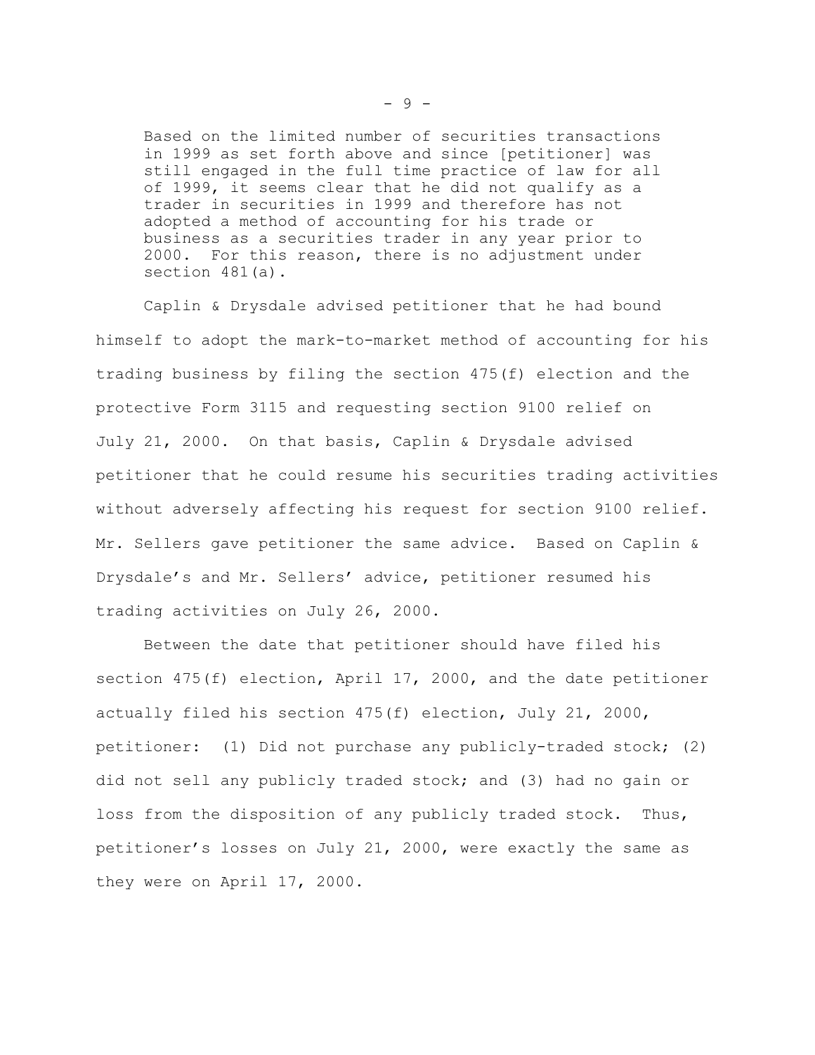> Based on the limited number of securities transactions in 1999 as set forth above and since [petitioner] was still engaged in the full time practice of law for all of 1999, it seems clear that he did not qualify as a trader in securities in 1999 and therefore has not adopted a method of accounting for his trade or business as a securities trader in any year prior to 2000. For this reason, there is no adjustment under section 481(a).

Caplin & Drysdale advised petitioner that he had bound himself to adopt the mark-to-market method of accounting for his trading business by filing the section 475(f) election and the protective Form 3115 and requesting section 9100 relief on July 21, 2000. On that basis, Caplin & Drysdale advised petitioner that he could resume his securities trading activities without adversely affecting his request for section 9100 relief. Mr. Sellers gave petitioner the same advice. Based on Caplin & Drysdale's and Mr. Sellers' advice, petitioner resumed his trading activities on July 26, 2000.

Between the date that petitioner should have filed his section 475(f) election, April 17, 2000, and the date petitioner actually filed his section 475(f) election, July 21, 2000, petitioner: (1) Did not purchase any publicly-traded stock; (2) did not sell any publicly traded stock; and (3) had no gain or loss from the disposition of any publicly traded stock. Thus, petitioner's losses on July 21, 2000, were exactly the same as they were on April 17, 2000.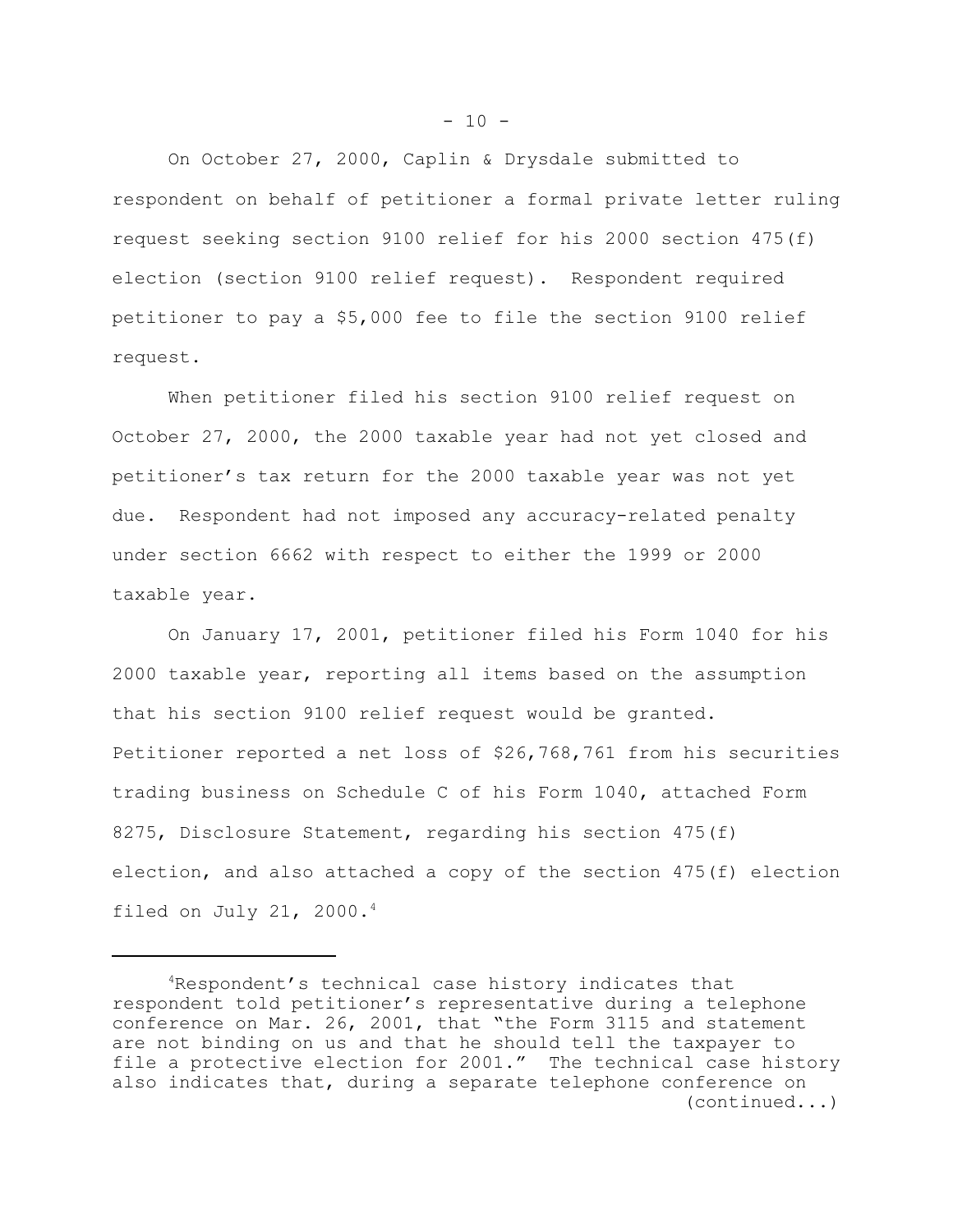On October 27, 2000, Caplin & Drysdale submitted to respondent on behalf of petitioner a formal private letter ruling request seeking section 9100 relief for his 2000 section 475(f) election (section 9100 relief request). Respondent required petitioner to pay a $5,000 fee to file the section 9100 relief request.

When petitioner filed his section 9100 relief request on October 27, 2000, the 2000 taxable year had not yet closed and petitioner's tax return for the 2000 taxable year was not yet due. Respondent had not imposed any accuracy-related penalty under section 6662 with respect to either the 1999 or 2000 taxable year.

On January 17, 2001, petitioner filed his Form 1040 for his 2000 taxable year, reporting all items based on the assumption that his section 9100 relief request would be granted. Petitioner reported a net loss of $26,768,761 from his securities trading business on Schedule C of his Form 1040, attached Form 8275, Disclosure Statement, regarding his section 475(f) election, and also attached a copy of the section 475(f) election filed on July 21, 2000.[4]

---

[4]Respondent's technical case history indicates that respondent told petitioner's representative during a telephone conference on Mar. 26, 2001, that "the Form 3115 and statement are not binding on us and that he should tell the taxpayer to file a protective election for 2001." The technical case history also indicates that, during a separate telephone conference on (continued...)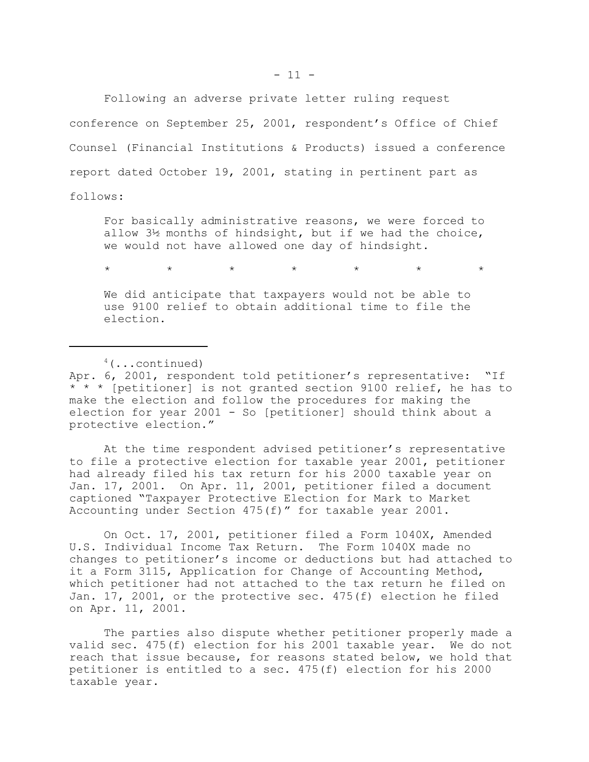Following an adverse private letter ruling request conference on September 25, 2001, respondent's Office of Chief Counsel (Financial Institutions & Products) issued a conference report dated October 19, 2001, stating in pertinent part as follows:

> For basically administrative reasons, we were forced to allow 3½ months of hindsight, but if we had the choice, we would not have allowed one day of hindsight.
>
> \*　　\*　　\*　　\*　　\*　　\*　　\*
>
> We did anticipate that taxpayers would not be able to use 9100 relief to obtain additional time to file the election.

---

[4](...continued)
Apr. 6, 2001, respondent told petitioner's representative: "If * * * [petitioner] is not granted section 9100 relief, he has to make the election and follow the procedures for making the election for year 2001 - So [petitioner] should think about a protective election."

At the time respondent advised petitioner's representative to file a protective election for taxable year 2001, petitioner had already filed his tax return for his 2000 taxable year on Jan. 17, 2001. On Apr. 11, 2001, petitioner filed a document captioned "Taxpayer Protective Election for Mark to Market Accounting under Section 475(f)" for taxable year 2001.

On Oct. 17, 2001, petitioner filed a Form 1040X, Amended U.S. Individual Income Tax Return. The Form 1040X made no changes to petitioner's income or deductions but had attached to it a Form 3115, Application for Change of Accounting Method, which petitioner had not attached to the tax return he filed on Jan. 17, 2001, or the protective sec. 475(f) election he filed on Apr. 11, 2001.

The parties also dispute whether petitioner properly made a valid sec. 475(f) election for his 2001 taxable year. We do not reach that issue because, for reasons stated below, we hold that petitioner is entitled to a sec. 475(f) election for his 2000 taxable year.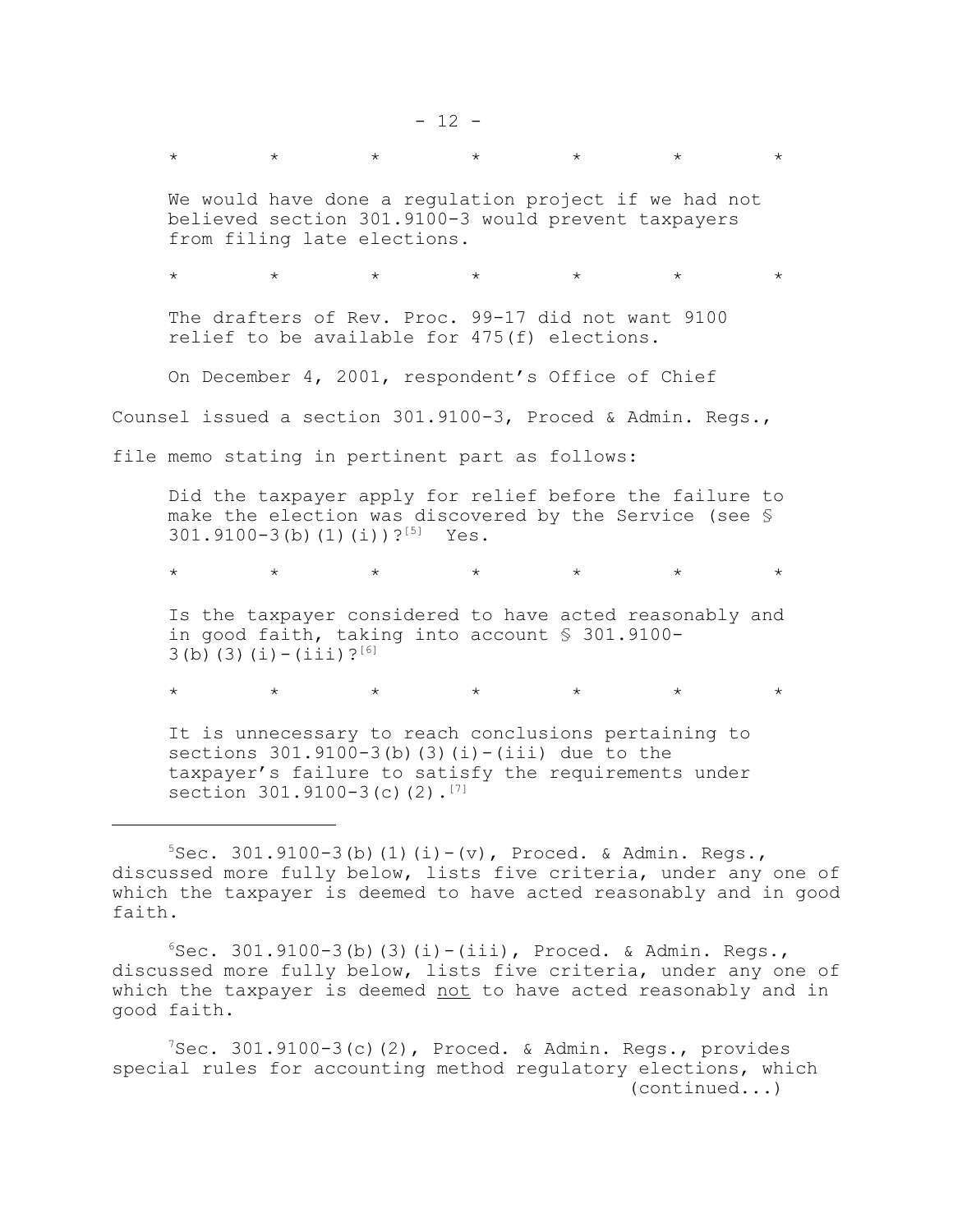\*        \*        \*        \*        \*        \*        \*

> We would have done a regulation project if we had not believed section 301.9100-3 would prevent taxpayers from filing late elections.

\*        \*        \*        \*        \*        \*        \*

> The drafters of Rev. Proc. 99-17 did not want 9100 relief to be available for 475(f) elections.

On December 4, 2001, respondent's Office of Chief Counsel issued a section 301.9100-3, Proced & Admin. Regs., file memo stating in pertinent part as follows:

> Did the taxpayer apply for relief before the failure to make the election was discovered by the Service (see § 301.9100-3(b)(1)(i))?[5] Yes.

\*        \*        \*        \*        \*        \*        \*

> Is the taxpayer considered to have acted reasonably and in good faith, taking into account § 301.9100-3(b)(3)(i)-(iii)?[6]

\*        \*        \*        \*        \*        \*        \*

> It is unnecessary to reach conclusions pertaining to sections 301.9100-3(b)(3)(i)-(iii) due to the taxpayer's failure to satisfy the requirements under section 301.9100-3(c)(2).[7]

---

[5] Sec. 301.9100-3(b)(1)(i)-(v), Proced. & Admin. Regs., discussed more fully below, lists five criteria, under any one of which the taxpayer is deemed to have acted reasonably and in good faith.

[6] Sec. 301.9100-3(b)(3)(i)-(iii), Proced. & Admin. Regs., discussed more fully below, lists five criteria, under any one of which the taxpayer is deemed <u>not</u> to have acted reasonably and in good faith.

[7] Sec. 301.9100-3(c)(2), Proced. & Admin. Regs., provides special rules for accounting method regulatory elections, which (continued...)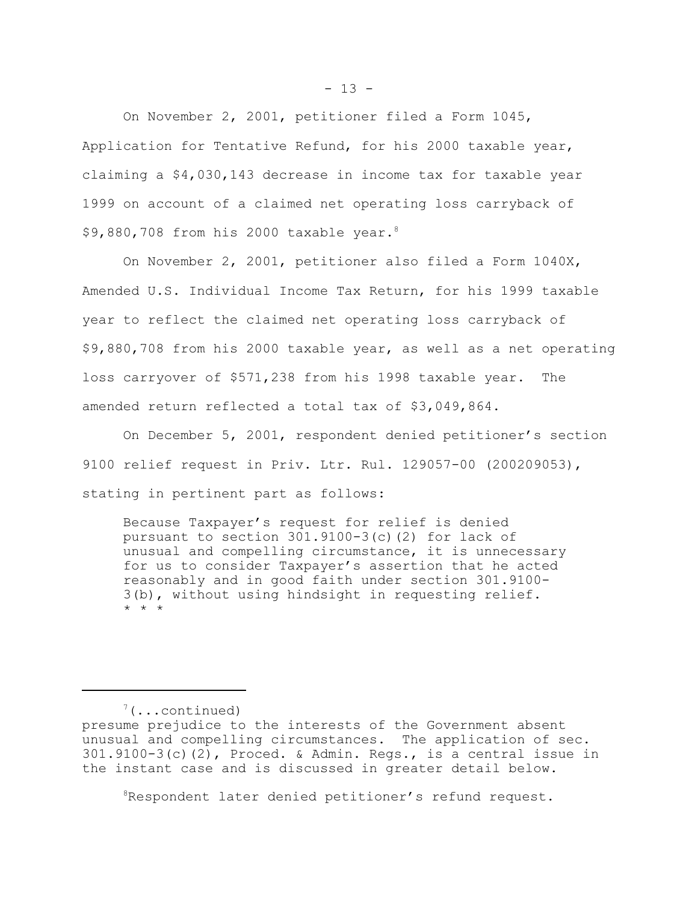On November 2, 2001, petitioner filed a Form 1045, Application for Tentative Refund, for his 2000 taxable year, claiming a $4,030,143 decrease in income tax for taxable year 1999 on account of a claimed net operating loss carryback of $9,880,708 from his 2000 taxable year.[8]

On November 2, 2001, petitioner also filed a Form 1040X, Amended U.S. Individual Income Tax Return, for his 1999 taxable year to reflect the claimed net operating loss carryback of $9,880,708 from his 2000 taxable year, as well as a net operating loss carryover of $571,238 from his 1998 taxable year. The amended return reflected a total tax of $3,049,864.

On December 5, 2001, respondent denied petitioner's section 9100 relief request in Priv. Ltr. Rul. 129057-00 (200209053), stating in pertinent part as follows:

> Because Taxpayer's request for relief is denied pursuant to section 301.9100-3(c)(2) for lack of unusual and compelling circumstance, it is unnecessary for us to consider Taxpayer's assertion that he acted reasonably and in good faith under section 301.9100-3(b), without using hindsight in requesting relief. * * *

---

[7](...continued) presume prejudice to the interests of the Government absent unusual and compelling circumstances. The application of sec. 301.9100-3(c)(2), Proced. & Admin. Regs., is a central issue in the instant case and is discussed in greater detail below.

[8]Respondent later denied petitioner's refund request.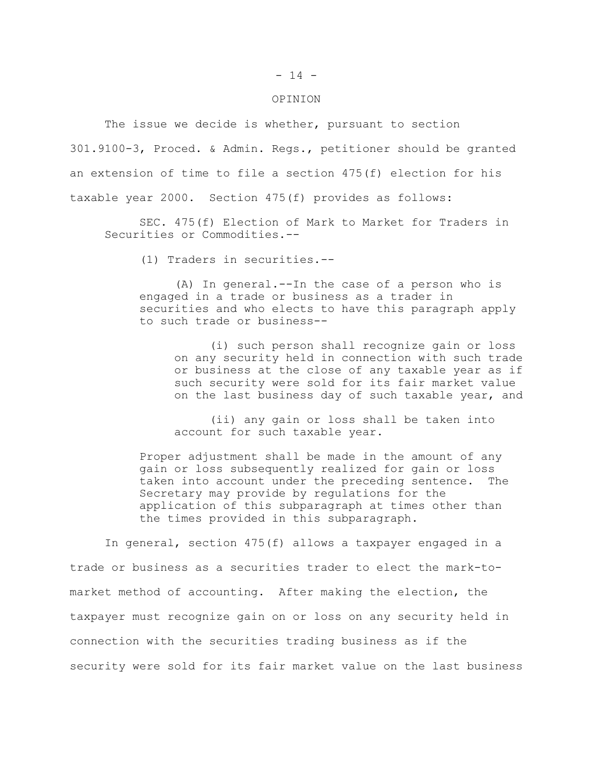OPINION

The issue we decide is whether, pursuant to section 301.9100-3, Proced. & Admin. Regs., petitioner should be granted an extension of time to file a section 475(f) election for his taxable year 2000. Section 475(f) provides as follows:

> SEC. 475(f) Election of Mark to Market for Traders in Securities or Commodities.--
>
> (1) Traders in securities.--
>
> (A) In general.--In the case of a person who is engaged in a trade or business as a trader in securities and who elects to have this paragraph apply to such trade or business--
>
> (i) such person shall recognize gain or loss on any security held in connection with such trade or business at the close of any taxable year as if such security were sold for its fair market value on the last business day of such taxable year, and
>
> (ii) any gain or loss shall be taken into account for such taxable year.
>
> Proper adjustment shall be made in the amount of any gain or loss subsequently realized for gain or loss taken into account under the preceding sentence. The Secretary may provide by regulations for the application of this subparagraph at times other than the times provided in this subparagraph.

In general, section 475(f) allows a taxpayer engaged in a trade or business as a securities trader to elect the mark-to-market method of accounting. After making the election, the taxpayer must recognize gain on or loss on any security held in connection with the securities trading business as if the security were sold for its fair market value on the last business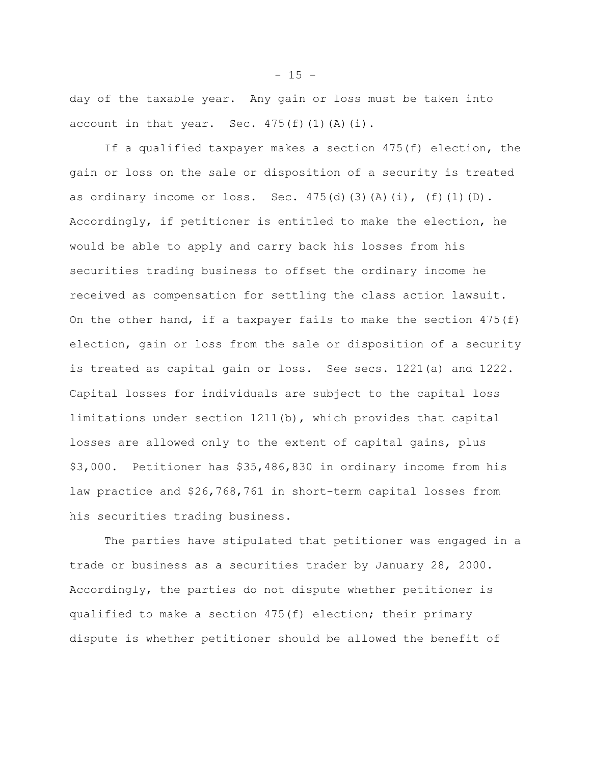day of the taxable year. Any gain or loss must be taken into account in that year. Sec. 475(f)(1)(A)(i).

If a qualified taxpayer makes a section 475(f) election, the gain or loss on the sale or disposition of a security is treated as ordinary income or loss. Sec. 475(d)(3)(A)(i), (f)(1)(D). Accordingly, if petitioner is entitled to make the election, he would be able to apply and carry back his losses from his securities trading business to offset the ordinary income he received as compensation for settling the class action lawsuit. On the other hand, if a taxpayer fails to make the section 475(f) election, gain or loss from the sale or disposition of a security is treated as capital gain or loss. See secs. 1221(a) and 1222. Capital losses for individuals are subject to the capital loss limitations under section 1211(b), which provides that capital losses are allowed only to the extent of capital gains, plus $3,000. Petitioner has $35,486,830 in ordinary income from his law practice and $26,768,761 in short-term capital losses from his securities trading business.

The parties have stipulated that petitioner was engaged in a trade or business as a securities trader by January 28, 2000. Accordingly, the parties do not dispute whether petitioner is qualified to make a section 475(f) election; their primary dispute is whether petitioner should be allowed the benefit of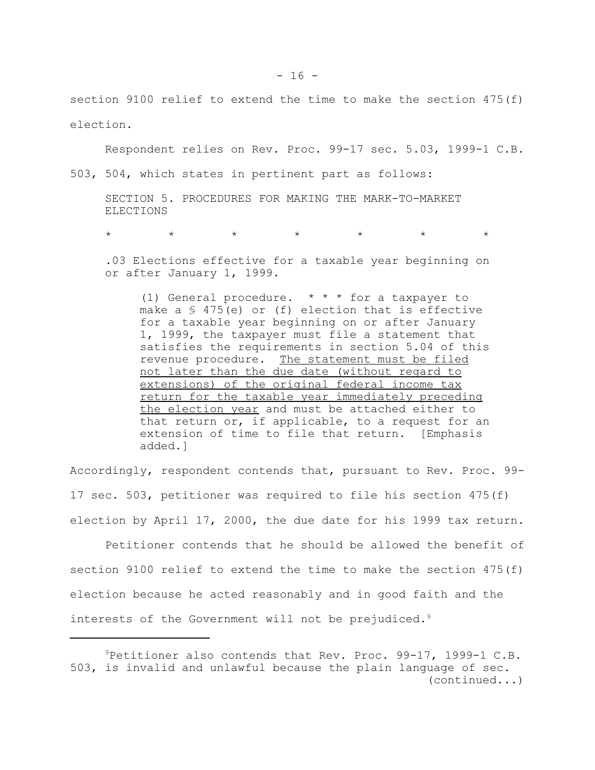section 9100 relief to extend the time to make the section 475(f) election.

Respondent relies on Rev. Proc. 99-17 sec. 5.03, 1999-1 C.B. 503, 504, which states in pertinent part as follows:

> SECTION 5. PROCEDURES FOR MAKING THE MARK-TO-MARKET ELECTIONS
>
> \*   \*   \*   \*   \*   \*   \*
>
> .03 Elections effective for a taxable year beginning on or after January 1, 1999.
>
>> (1) General procedure. \* \* \* for a taxpayer to make a § 475(e) or (f) election that is effective for a taxable year beginning on or after January 1, 1999, the taxpayer must file a statement that satisfies the requirements in section 5.04 of this revenue procedure. <u>The statement must be filed not later than the due date (without regard to extensions) of the original federal income tax return for the taxable year immediately preceding the election year</u> and must be attached either to that return or, if applicable, to a request for an extension of time to file that return. [Emphasis added.]

Accordingly, respondent contends that, pursuant to Rev. Proc. 99-17 sec. 503, petitioner was required to file his section 475(f) election by April 17, 2000, the due date for his 1999 tax return.

Petitioner contends that he should be allowed the benefit of section 9100 relief to extend the time to make the section 475(f) election because he acted reasonably and in good faith and the interests of the Government will not be prejudiced.[9]

---

[9]Petitioner also contends that Rev. Proc. 99-17, 1999-1 C.B. 503, is invalid and unlawful because the plain language of sec. (continued...)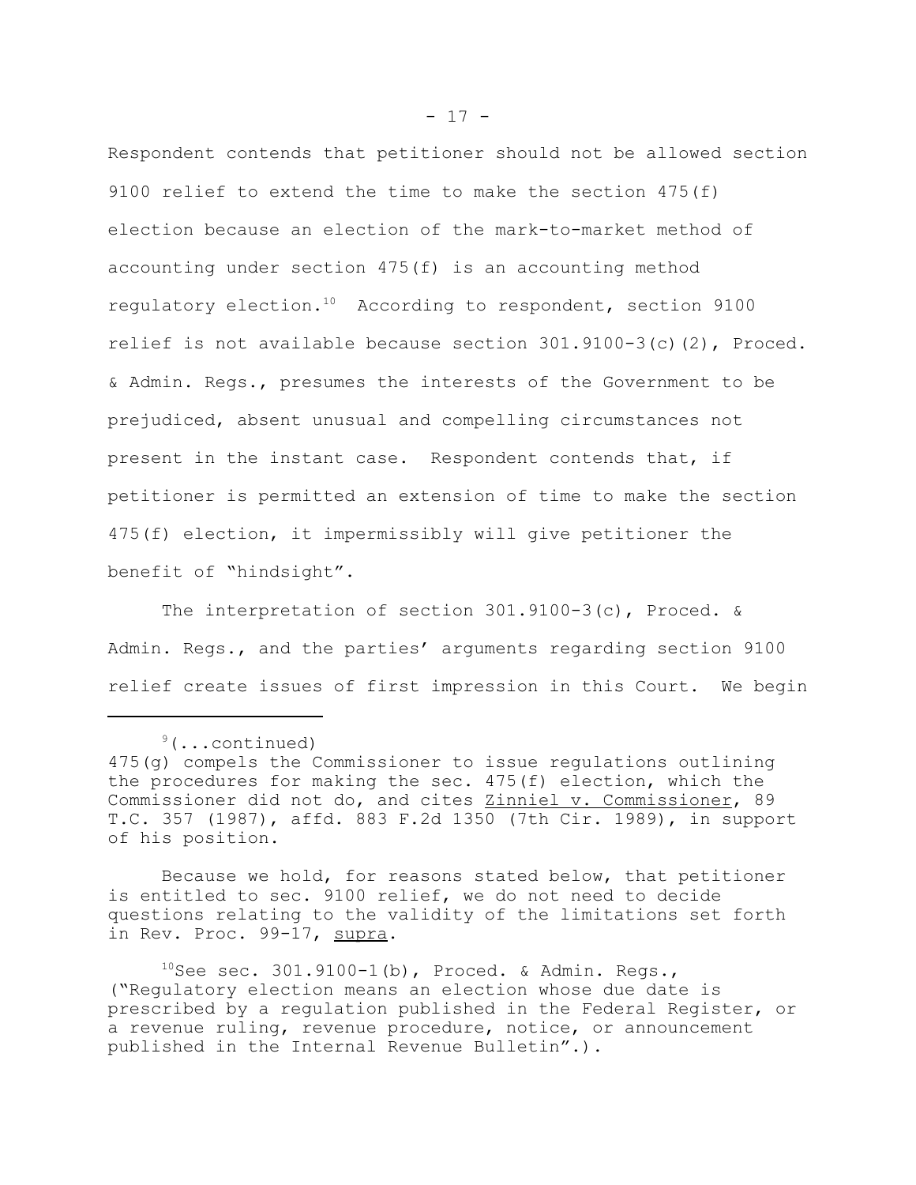Respondent contends that petitioner should not be allowed section 9100 relief to extend the time to make the section 475(f) election because an election of the mark-to-market method of accounting under section 475(f) is an accounting method regulatory election.[10] According to respondent, section 9100 relief is not available because section 301.9100-3(c)(2), Proced. & Admin. Regs., presumes the interests of the Government to be prejudiced, absent unusual and compelling circumstances not present in the instant case. Respondent contends that, if petitioner is permitted an extension of time to make the section 475(f) election, it impermissibly will give petitioner the benefit of "hindsight".

The interpretation of section 301.9100-3(c), Proced. & Admin. Regs., and the parties' arguments regarding section 9100 relief create issues of first impression in this Court. We begin

---

[9](...continued)
475(g) compels the Commissioner to issue regulations outlining the procedures for making the sec. 475(f) election, which the Commissioner did not do, and cites Zinniel v. Commissioner, 89 T.C. 357 (1987), affd. 883 F.2d 1350 (7th Cir. 1989), in support of his position.

Because we hold, for reasons stated below, that petitioner is entitled to sec. 9100 relief, we do not need to decide questions relating to the validity of the limitations set forth in Rev. Proc. 99-17, supra.

[10]See sec. 301.9100-1(b), Proced. & Admin. Regs., ("Regulatory election means an election whose due date is prescribed by a regulation published in the Federal Register, or a revenue ruling, revenue procedure, notice, or announcement published in the Internal Revenue Bulletin".).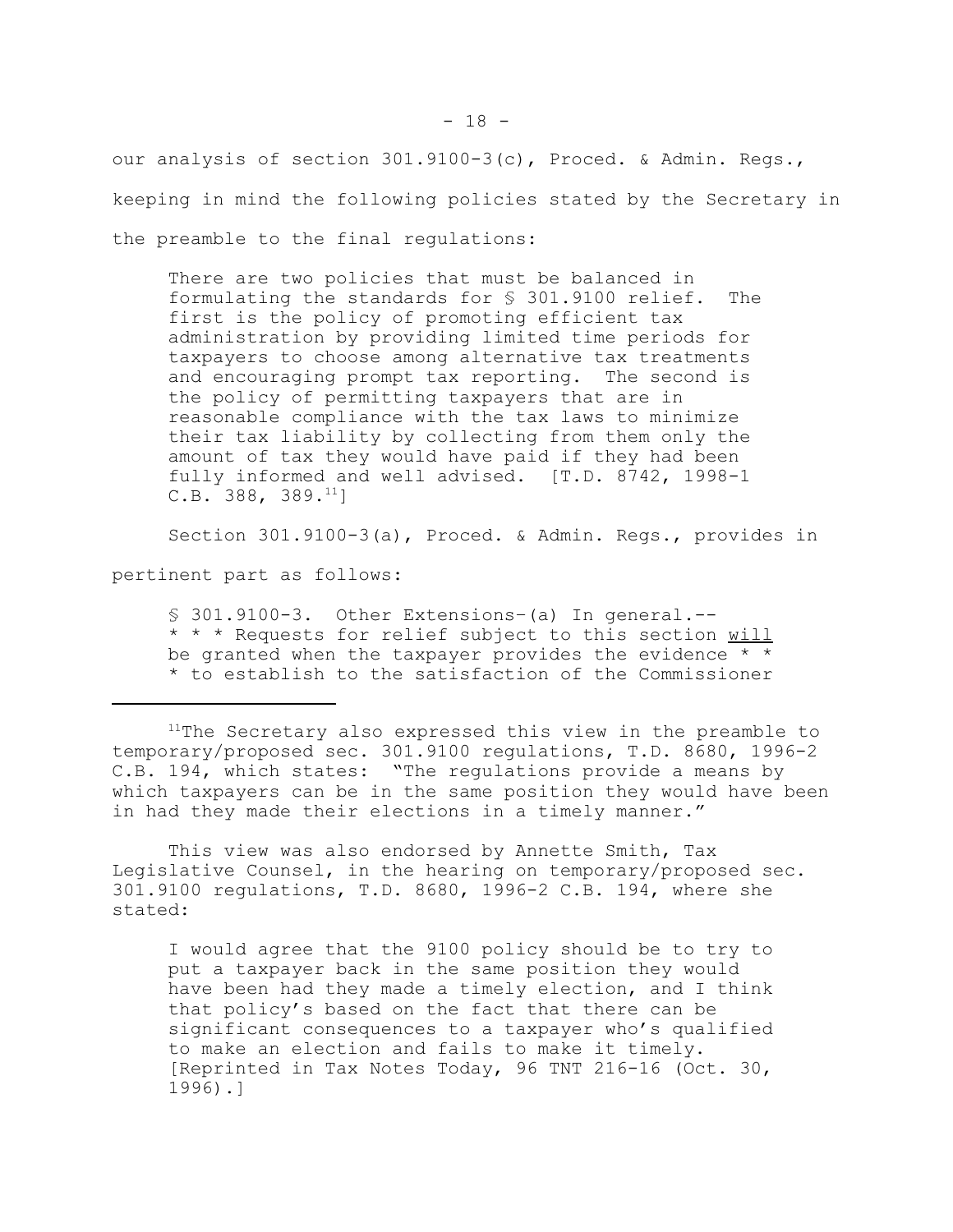our analysis of section 301.9100-3(c), Proced. & Admin. Regs., keeping in mind the following policies stated by the Secretary in the preamble to the final regulations:

> There are two policies that must be balanced in formulating the standards for § 301.9100 relief. The first is the policy of promoting efficient tax administration by providing limited time periods for taxpayers to choose among alternative tax treatments and encouraging prompt tax reporting. The second is the policy of permitting taxpayers that are in reasonable compliance with the tax laws to minimize their tax liability by collecting from them only the amount of tax they would have paid if they had been fully informed and well advised. [T.D. 8742, 1998-1 C.B. 388, 389.[11]]

Section 301.9100-3(a), Proced. & Admin. Regs., provides in pertinent part as follows:

> § 301.9100-3. Other Extensions–(a) In general.-- * * * Requests for relief subject to this section <u>will</u> be granted when the taxpayer provides the evidence * * * to establish to the satisfaction of the Commissioner

---

[11]The Secretary also expressed this view in the preamble to temporary/proposed sec. 301.9100 regulations, T.D. 8680, 1996-2 C.B. 194, which states: "The regulations provide a means by which taxpayers can be in the same position they would have been in had they made their elections in a timely manner."

This view was also endorsed by Annette Smith, Tax Legislative Counsel, in the hearing on temporary/proposed sec. 301.9100 regulations, T.D. 8680, 1996-2 C.B. 194, where she stated:

> I would agree that the 9100 policy should be to try to put a taxpayer back in the same position they would have been had they made a timely election, and I think that policy's based on the fact that there can be significant consequences to a taxpayer who's qualified to make an election and fails to make it timely. [Reprinted in Tax Notes Today, 96 TNT 216-16 (Oct. 30, 1996).]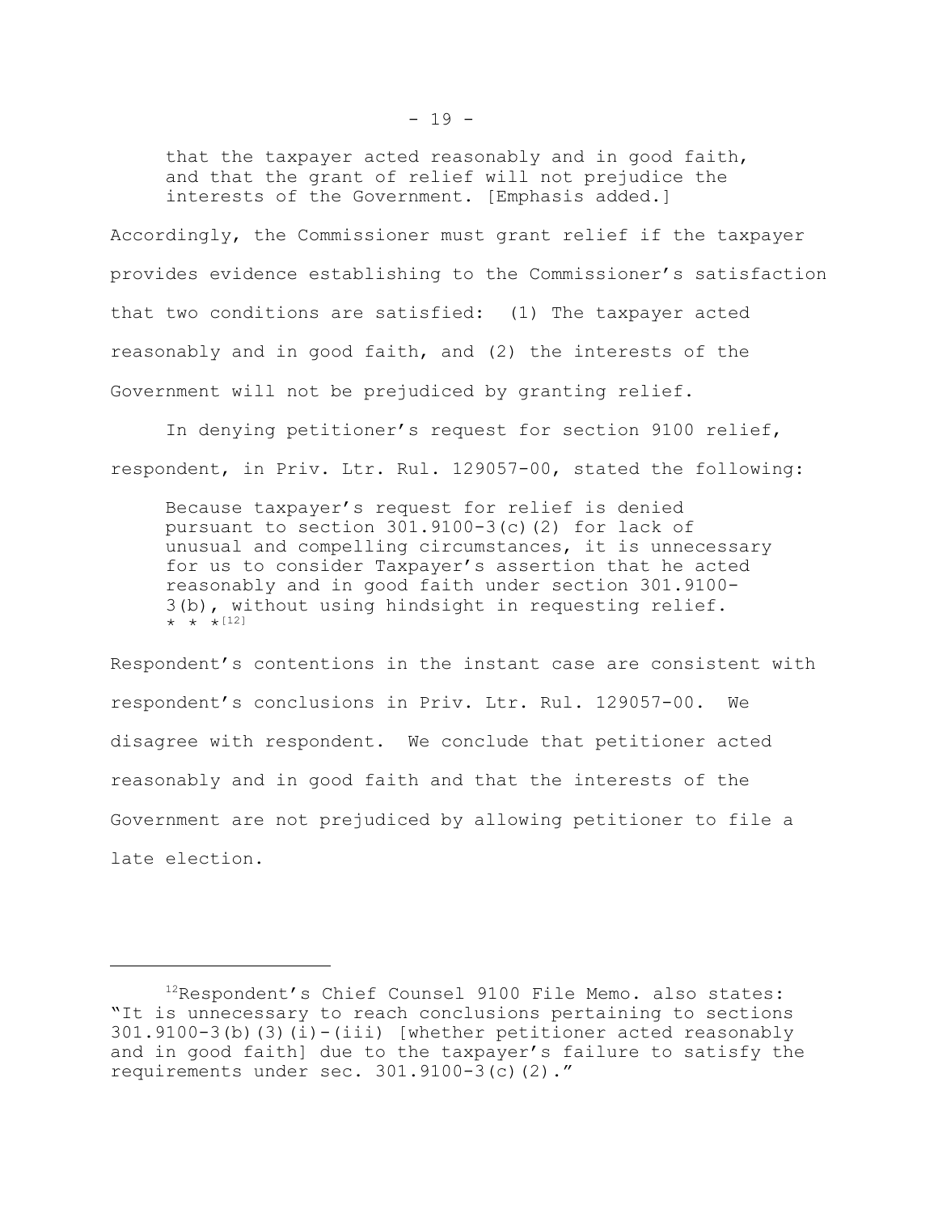> that the taxpayer acted reasonably and in good faith, and that the grant of relief will not prejudice the interests of the Government. [Emphasis added.]

Accordingly, the Commissioner must grant relief if the taxpayer provides evidence establishing to the Commissioner's satisfaction that two conditions are satisfied: (1) The taxpayer acted reasonably and in good faith, and (2) the interests of the Government will not be prejudiced by granting relief.

In denying petitioner's request for section 9100 relief, respondent, in Priv. Ltr. Rul. 129057-00, stated the following:

> Because taxpayer's request for relief is denied pursuant to section 301.9100-3(c)(2) for lack of unusual and compelling circumstances, it is unnecessary for us to consider Taxpayer's assertion that he acted reasonably and in good faith under section 301.9100-3(b), without using hindsight in requesting relief. * * *[12]

Respondent's contentions in the instant case are consistent with respondent's conclusions in Priv. Ltr. Rul. 129057-00. We disagree with respondent. We conclude that petitioner acted reasonably and in good faith and that the interests of the Government are not prejudiced by allowing petitioner to file a late election.

---

[12]Respondent's Chief Counsel 9100 File Memo. also states: "It is unnecessary to reach conclusions pertaining to sections 301.9100-3(b)(3)(i)-(iii) [whether petitioner acted reasonably and in good faith] due to the taxpayer's failure to satisfy the requirements under sec. 301.9100-3(c)(2)."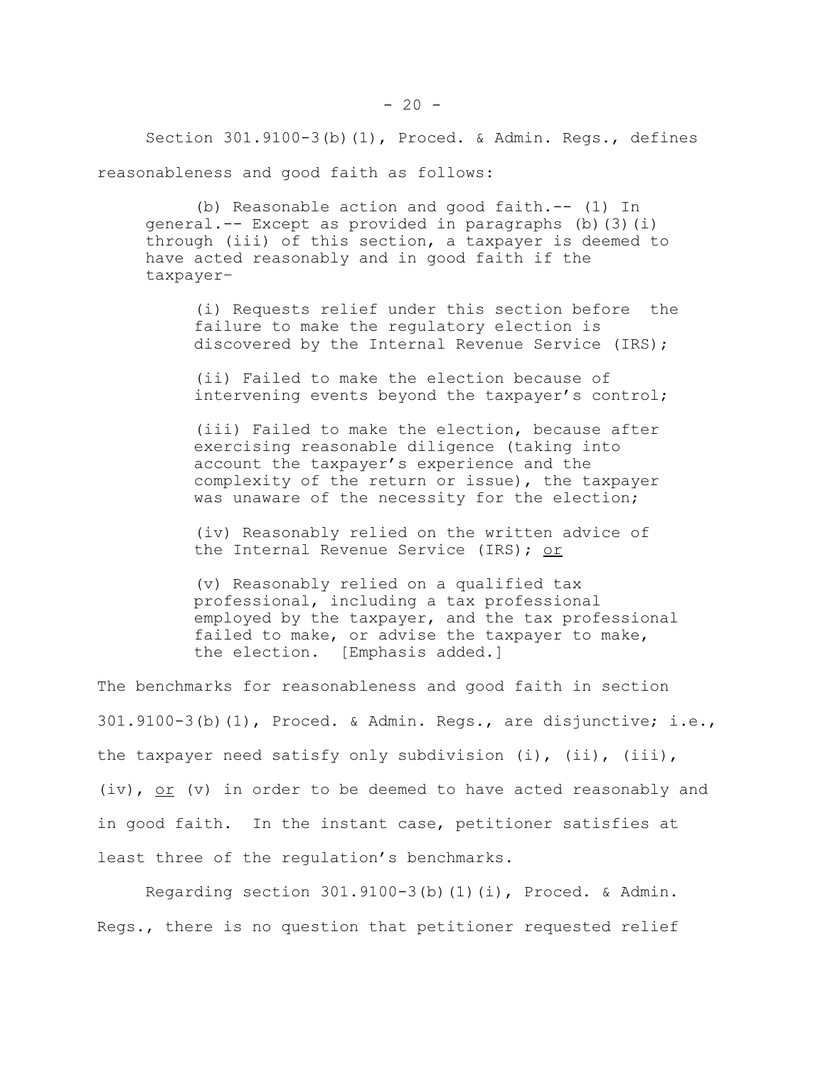Section 301.9100-3(b)(1), Proced. & Admin. Regs., defines reasonableness and good faith as follows:

> (b) Reasonable action and good faith.-- (1) In general.-- Except as provided in paragraphs (b)(3)(i) through (iii) of this section, a taxpayer is deemed to have acted reasonably and in good faith if the taxpayer–
>
> > (i) Requests relief under this section before the failure to make the regulatory election is discovered by the Internal Revenue Service (IRS);
> >
> > (ii) Failed to make the election because of intervening events beyond the taxpayer's control;
> >
> > (iii) Failed to make the election, because after exercising reasonable diligence (taking into account the taxpayer's experience and the complexity of the return or issue), the taxpayer was unaware of the necessity for the election;
> >
> > (iv) Reasonably relied on the written advice of the Internal Revenue Service (IRS); <u>or</u>
> >
> > (v) Reasonably relied on a qualified tax professional, including a tax professional employed by the taxpayer, and the tax professional failed to make, or advise the taxpayer to make, the election. [Emphasis added.]

The benchmarks for reasonableness and good faith in section 301.9100-3(b)(1), Proced. & Admin. Regs., are disjunctive; i.e., the taxpayer need satisfy only subdivision (i), (ii), (iii), (iv), <u>or</u> (v) in order to be deemed to have acted reasonably and in good faith. In the instant case, petitioner satisfies at least three of the regulation's benchmarks.

Regarding section 301.9100-3(b)(1)(i), Proced. & Admin. Regs., there is no question that petitioner requested relief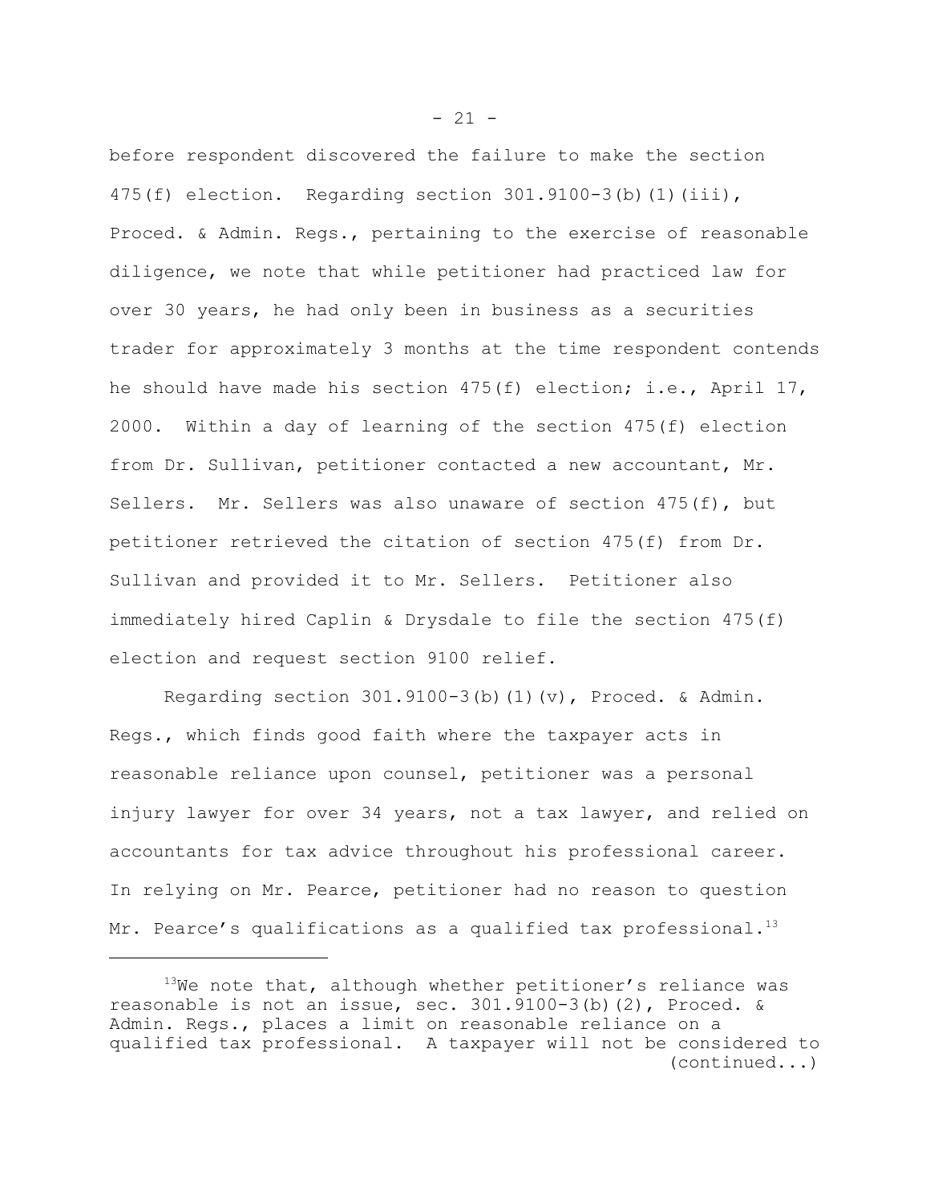before respondent discovered the failure to make the section 475(f) election. Regarding section 301.9100-3(b)(1)(iii), Proced. & Admin. Regs., pertaining to the exercise of reasonable diligence, we note that while petitioner had practiced law for over 30 years, he had only been in business as a securities trader for approximately 3 months at the time respondent contends he should have made his section 475(f) election; i.e., April 17, 2000. Within a day of learning of the section 475(f) election from Dr. Sullivan, petitioner contacted a new accountant, Mr. Sellers. Mr. Sellers was also unaware of section 475(f), but petitioner retrieved the citation of section 475(f) from Dr. Sullivan and provided it to Mr. Sellers. Petitioner also immediately hired Caplin & Drysdale to file the section 475(f) election and request section 9100 relief.

Regarding section 301.9100-3(b)(1)(v), Proced. & Admin. Regs., which finds good faith where the taxpayer acts in reasonable reliance upon counsel, petitioner was a personal injury lawyer for over 34 years, not a tax lawyer, and relied on accountants for tax advice throughout his professional career. In relying on Mr. Pearce, petitioner had no reason to question Mr. Pearce's qualifications as a qualified tax professional.[13]

---

[13]We note that, although whether petitioner's reliance was reasonable is not an issue, sec. 301.9100-3(b)(2), Proced. & Admin. Regs., places a limit on reasonable reliance on a qualified tax professional. A taxpayer will not be considered to (continued...)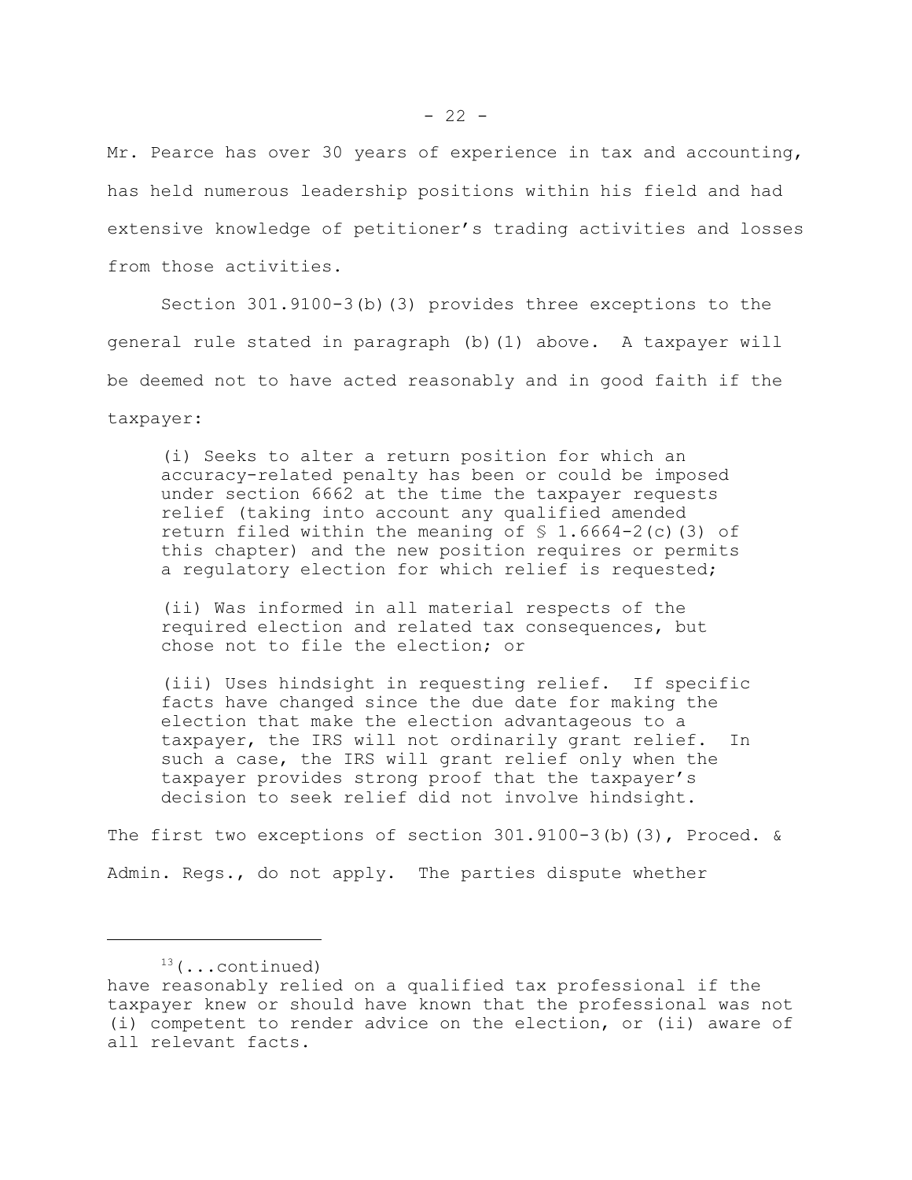Mr. Pearce has over 30 years of experience in tax and accounting, has held numerous leadership positions within his field and had extensive knowledge of petitioner's trading activities and losses from those activities.

Section 301.9100-3(b)(3) provides three exceptions to the general rule stated in paragraph (b)(1) above. A taxpayer will be deemed not to have acted reasonably and in good faith if the taxpayer:

> (i) Seeks to alter a return position for which an accuracy-related penalty has been or could be imposed under section 6662 at the time the taxpayer requests relief (taking into account any qualified amended return filed within the meaning of § 1.6664-2(c)(3) of this chapter) and the new position requires or permits a regulatory election for which relief is requested;
>
> (ii) Was informed in all material respects of the required election and related tax consequences, but chose not to file the election; or
>
> (iii) Uses hindsight in requesting relief. If specific facts have changed since the due date for making the election that make the election advantageous to a taxpayer, the IRS will not ordinarily grant relief. In such a case, the IRS will grant relief only when the taxpayer provides strong proof that the taxpayer's decision to seek relief did not involve hindsight.

The first two exceptions of section 301.9100-3(b)(3), Proced. & Admin. Regs., do not apply. The parties dispute whether

---

[13](...continued)
have reasonably relied on a qualified tax professional if the taxpayer knew or should have known that the professional was not (i) competent to render advice on the election, or (ii) aware of all relevant facts.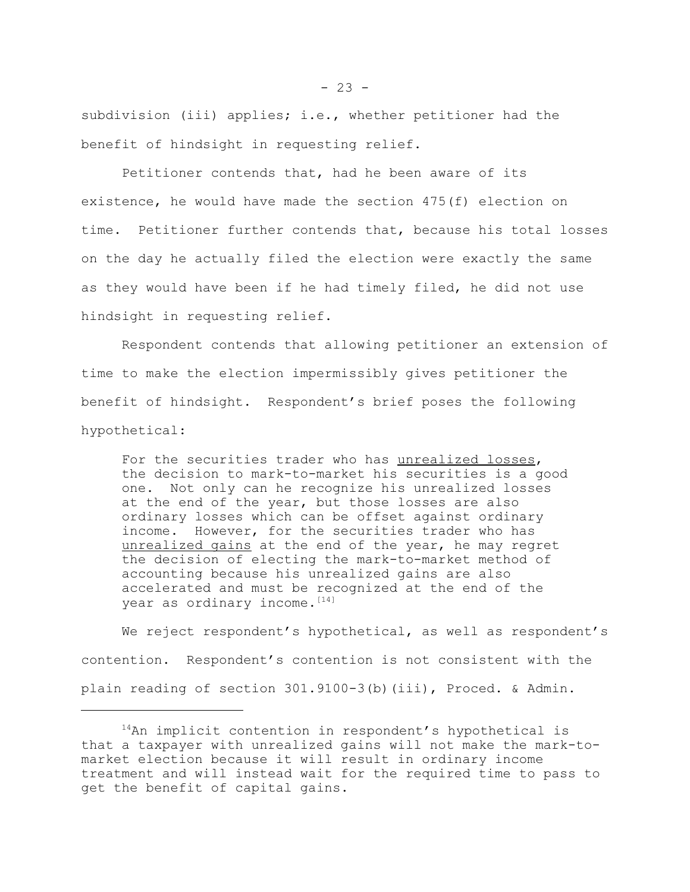subdivision (iii) applies; i.e., whether petitioner had the benefit of hindsight in requesting relief.

Petitioner contends that, had he been aware of its existence, he would have made the section 475(f) election on time. Petitioner further contends that, because his total losses on the day he actually filed the election were exactly the same as they would have been if he had timely filed, he did not use hindsight in requesting relief.

Respondent contends that allowing petitioner an extension of time to make the election impermissibly gives petitioner the benefit of hindsight. Respondent's brief poses the following hypothetical:

> For the securities trader who has <u>unrealized losses</u>, the decision to mark-to-market his securities is a good one. Not only can he recognize his unrealized losses at the end of the year, but those losses are also ordinary losses which can be offset against ordinary income. However, for the securities trader who has <u>unrealized gains</u> at the end of the year, he may regret the decision of electing the mark-to-market method of accounting because his unrealized gains are also accelerated and must be recognized at the end of the year as ordinary income.[14]

We reject respondent's hypothetical, as well as respondent's contention. Respondent's contention is not consistent with the plain reading of section 301.9100-3(b)(iii), Proced. & Admin.

---

[14]An implicit contention in respondent's hypothetical is that a taxpayer with unrealized gains will not make the mark-to-market election because it will result in ordinary income treatment and will instead wait for the required time to pass to get the benefit of capital gains.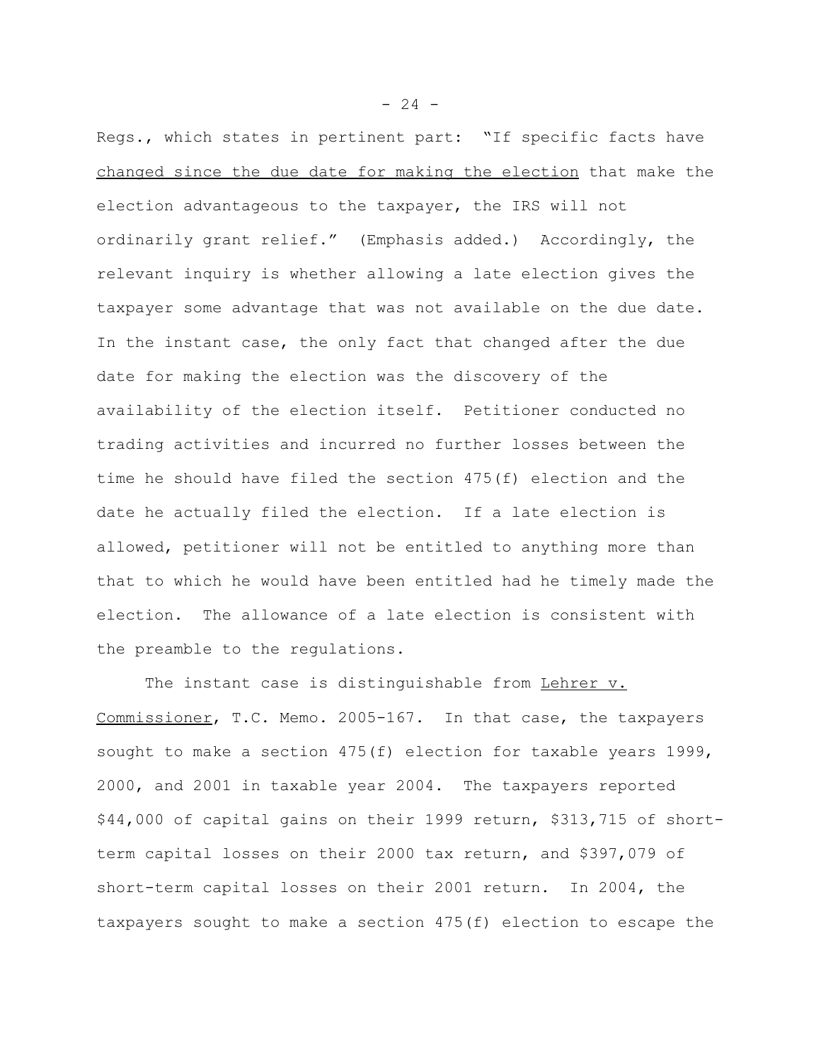Regs., which states in pertinent part: "If specific facts have <u>changed since the due date for making the election</u> that make the election advantageous to the taxpayer, the IRS will not ordinarily grant relief." (Emphasis added.) Accordingly, the relevant inquiry is whether allowing a late election gives the taxpayer some advantage that was not available on the due date. In the instant case, the only fact that changed after the due date for making the election was the discovery of the availability of the election itself. Petitioner conducted no trading activities and incurred no further losses between the time he should have filed the section 475(f) election and the date he actually filed the election. If a late election is allowed, petitioner will not be entitled to anything more than that to which he would have been entitled had he timely made the election. The allowance of a late election is consistent with the preamble to the regulations.

The instant case is distinguishable from <u>Lehrer v. Commissioner</u>, T.C. Memo. 2005-167. In that case, the taxpayers sought to make a section 475(f) election for taxable years 1999, 2000, and 2001 in taxable year 2004. The taxpayers reported \$44,000 of capital gains on their 1999 return, \$313,715 of short-term capital losses on their 2000 tax return, and \$397,079 of short-term capital losses on their 2001 return. In 2004, the taxpayers sought to make a section 475(f) election to escape the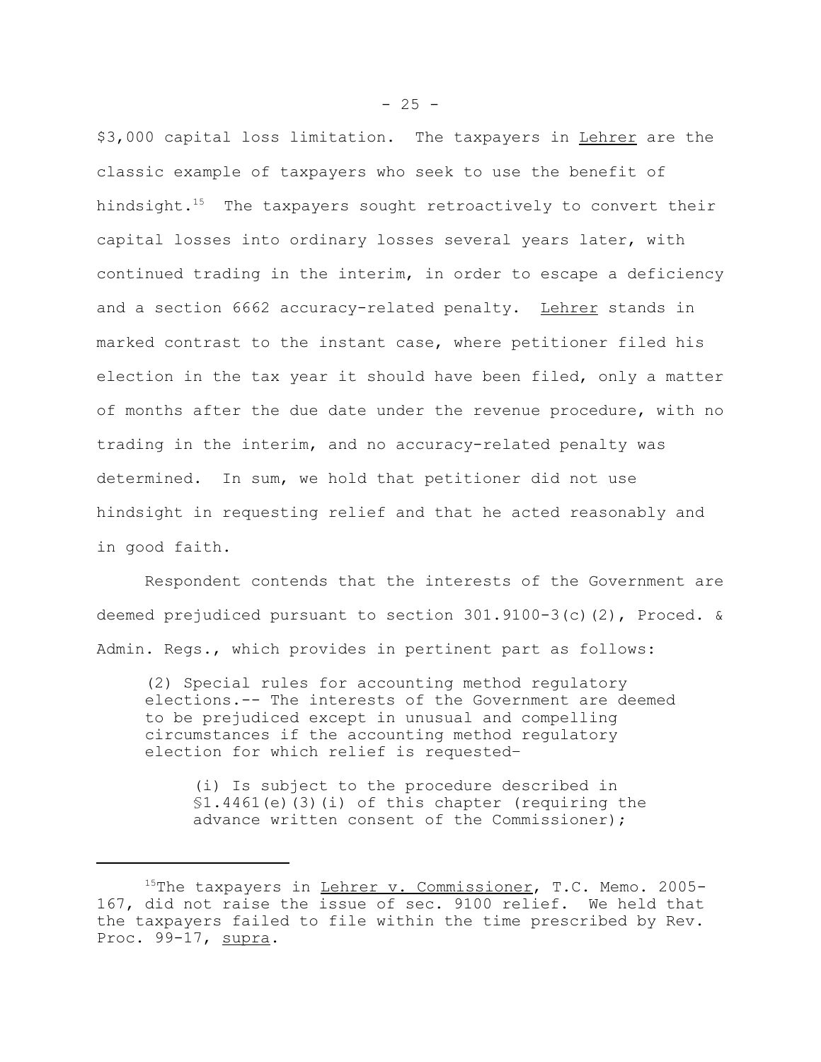$3,000 capital loss limitation. The taxpayers in Lehrer are the classic example of taxpayers who seek to use the benefit of hindsight.[15] The taxpayers sought retroactively to convert their capital losses into ordinary losses several years later, with continued trading in the interim, in order to escape a deficiency and a section 6662 accuracy-related penalty. Lehrer stands in marked contrast to the instant case, where petitioner filed his election in the tax year it should have been filed, only a matter of months after the due date under the revenue procedure, with no trading in the interim, and no accuracy-related penalty was determined. In sum, we hold that petitioner did not use hindsight in requesting relief and that he acted reasonably and in good faith.

Respondent contends that the interests of the Government are deemed prejudiced pursuant to section 301.9100-3(c)(2), Proced. & Admin. Regs., which provides in pertinent part as follows:

> (2) Special rules for accounting method regulatory elections.-- The interests of the Government are deemed to be prejudiced except in unusual and compelling circumstances if the accounting method regulatory election for which relief is requested–
>
> > (i) Is subject to the procedure described in §1.4461(e)(3)(i) of this chapter (requiring the advance written consent of the Commissioner);

---

[15] The taxpayers in Lehrer v. Commissioner, T.C. Memo. 2005-167, did not raise the issue of sec. 9100 relief. We held that the taxpayers failed to file within the time prescribed by Rev. Proc. 99-17, supra.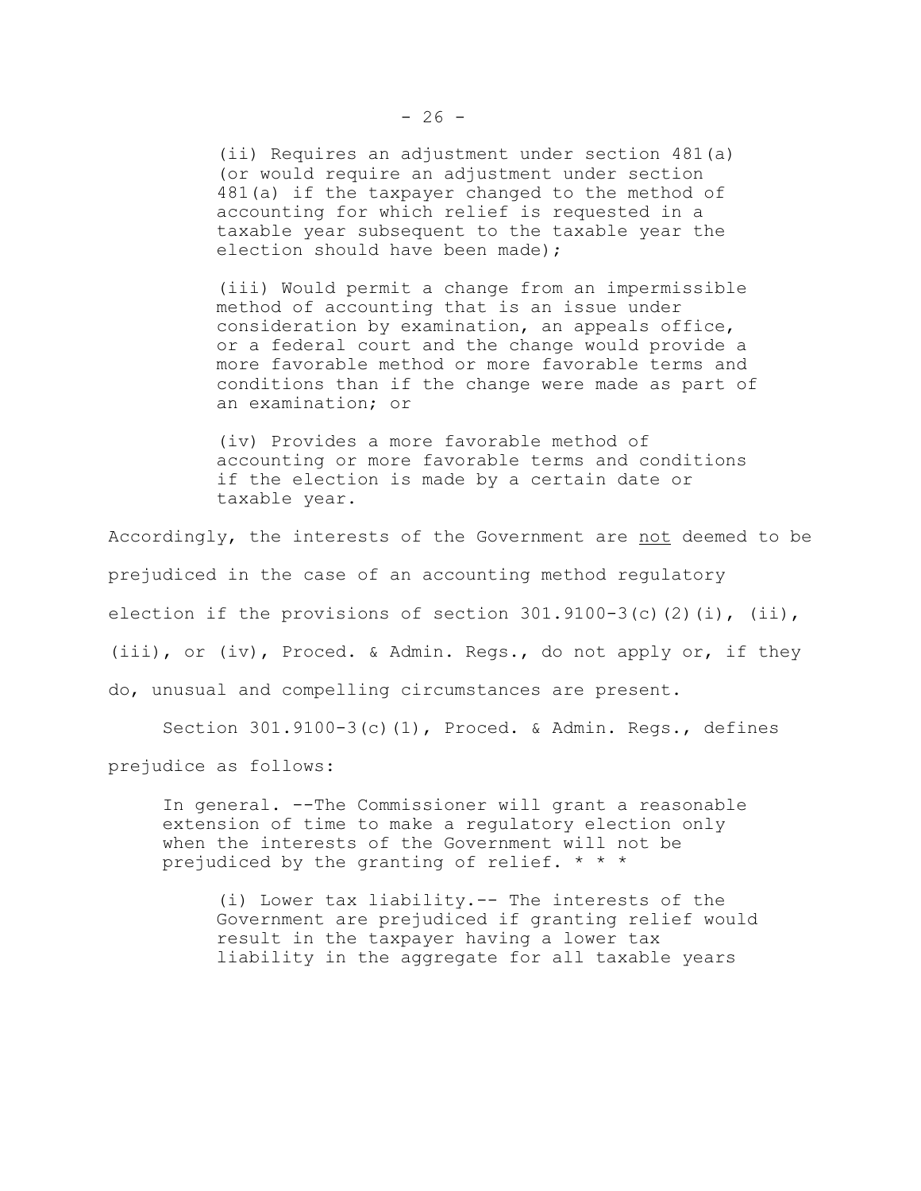> (ii) Requires an adjustment under section 481(a) (or would require an adjustment under section 481(a) if the taxpayer changed to the method of accounting for which relief is requested in a taxable year subsequent to the taxable year the election should have been made);
>
> (iii) Would permit a change from an impermissible method of accounting that is an issue under consideration by examination, an appeals office, or a federal court and the change would provide a more favorable method or more favorable terms and conditions than if the change were made as part of an examination; or
>
> (iv) Provides a more favorable method of accounting or more favorable terms and conditions if the election is made by a certain date or taxable year.

Accordingly, the interests of the Government are <u>not</u> deemed to be prejudiced in the case of an accounting method regulatory election if the provisions of section 301.9100-3(c)(2)(i), (ii), (iii), or (iv), Proced. & Admin. Regs., do not apply or, if they do, unusual and compelling circumstances are present.

Section 301.9100-3(c)(1), Proced. & Admin. Regs., defines prejudice as follows:

> In general. --The Commissioner will grant a reasonable extension of time to make a regulatory election only when the interests of the Government will not be prejudiced by the granting of relief. * * *
>
> (i) Lower tax liability.-- The interests of the Government are prejudiced if granting relief would result in the taxpayer having a lower tax liability in the aggregate for all taxable years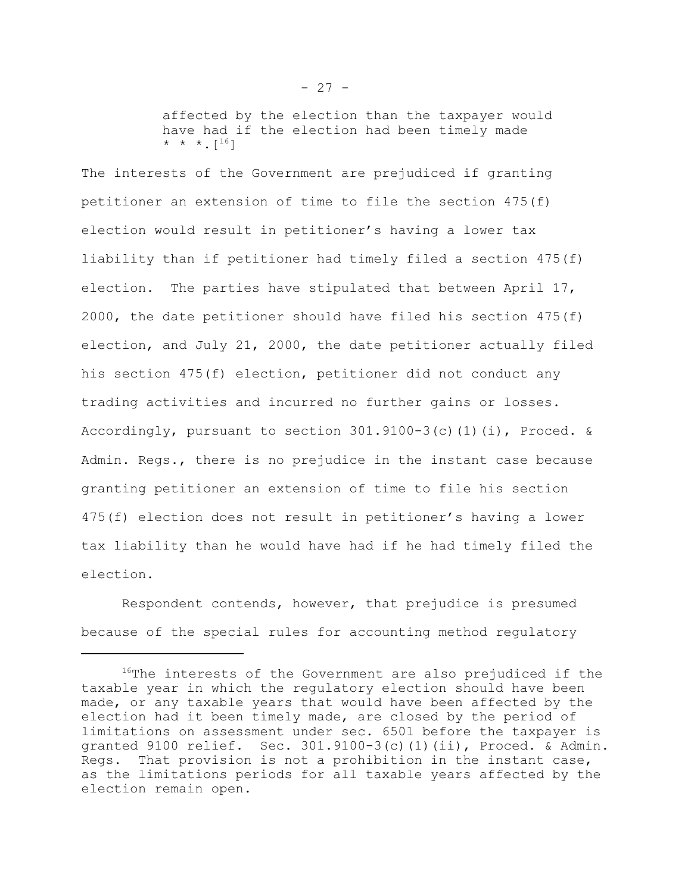> affected by the election than the taxpayer would have had if the election had been timely made * * *.[16]

The interests of the Government are prejudiced if granting petitioner an extension of time to file the section 475(f) election would result in petitioner's having a lower tax liability than if petitioner had timely filed a section 475(f) election. The parties have stipulated that between April 17, 2000, the date petitioner should have filed his section 475(f) election, and July 21, 2000, the date petitioner actually filed his section 475(f) election, petitioner did not conduct any trading activities and incurred no further gains or losses. Accordingly, pursuant to section 301.9100-3(c)(1)(i), Proced. & Admin. Regs., there is no prejudice in the instant case because granting petitioner an extension of time to file his section 475(f) election does not result in petitioner's having a lower tax liability than he would have had if he had timely filed the election.

Respondent contends, however, that prejudice is presumed because of the special rules for accounting method regulatory

---

[16] The interests of the Government are also prejudiced if the taxable year in which the regulatory election should have been made, or any taxable years that would have been affected by the election had it been timely made, are closed by the period of limitations on assessment under sec. 6501 before the taxpayer is granted 9100 relief. Sec. 301.9100-3(c)(1)(ii), Proced. & Admin. Regs. That provision is not a prohibition in the instant case, as the limitations periods for all taxable years affected by the election remain open.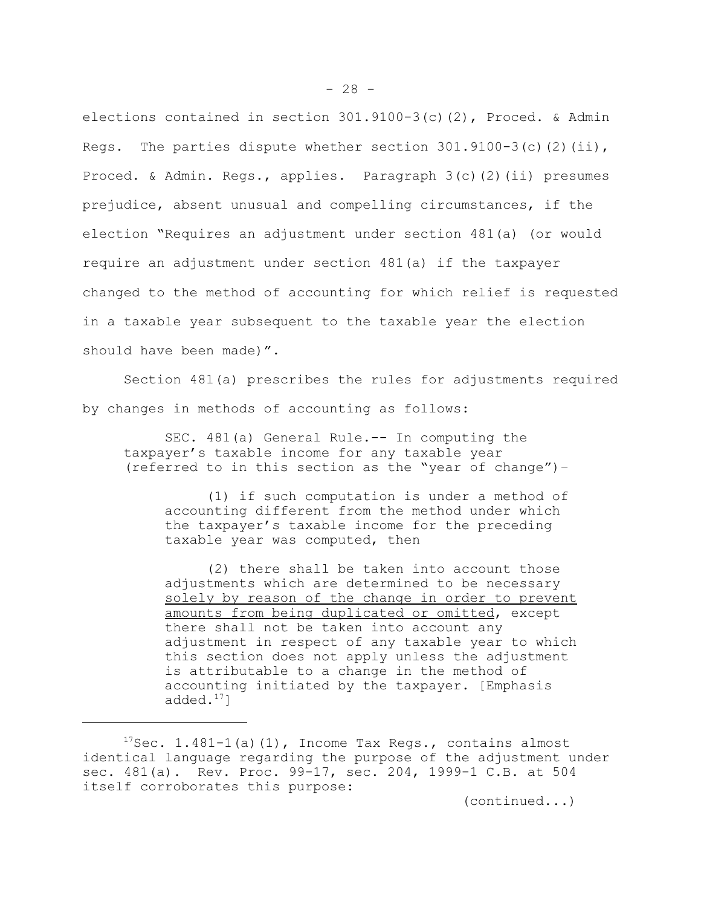elections contained in section 301.9100-3(c)(2), Proced. & Admin Regs. The parties dispute whether section 301.9100-3(c)(2)(ii), Proced. & Admin. Regs., applies. Paragraph 3(c)(2)(ii) presumes prejudice, absent unusual and compelling circumstances, if the election "Requires an adjustment under section 481(a) (or would require an adjustment under section 481(a) if the taxpayer changed to the method of accounting for which relief is requested in a taxable year subsequent to the taxable year the election should have been made)".

Section 481(a) prescribes the rules for adjustments required by changes in methods of accounting as follows:

> SEC. 481(a) General Rule.-- In computing the taxpayer's taxable income for any taxable year (referred to in this section as the "year of change")–
>
> (1) if such computation is under a method of accounting different from the method under which the taxpayer's taxable income for the preceding taxable year was computed, then
>
> (2) there shall be taken into account those adjustments which are determined to be necessary <u>solely by reason of the change in order to prevent amounts from being duplicated or omitted</u>, except there shall not be taken into account any adjustment in respect of any taxable year to which this section does not apply unless the adjustment is attributable to a change in the method of accounting initiated by the taxpayer. [Emphasis added.[17]]

---

[17]Sec. 1.481-1(a)(1), Income Tax Regs., contains almost identical language regarding the purpose of the adjustment under sec. 481(a). Rev. Proc. 99-17, sec. 204, 1999-1 C.B. at 504 itself corroborates this purpose:

(continued...)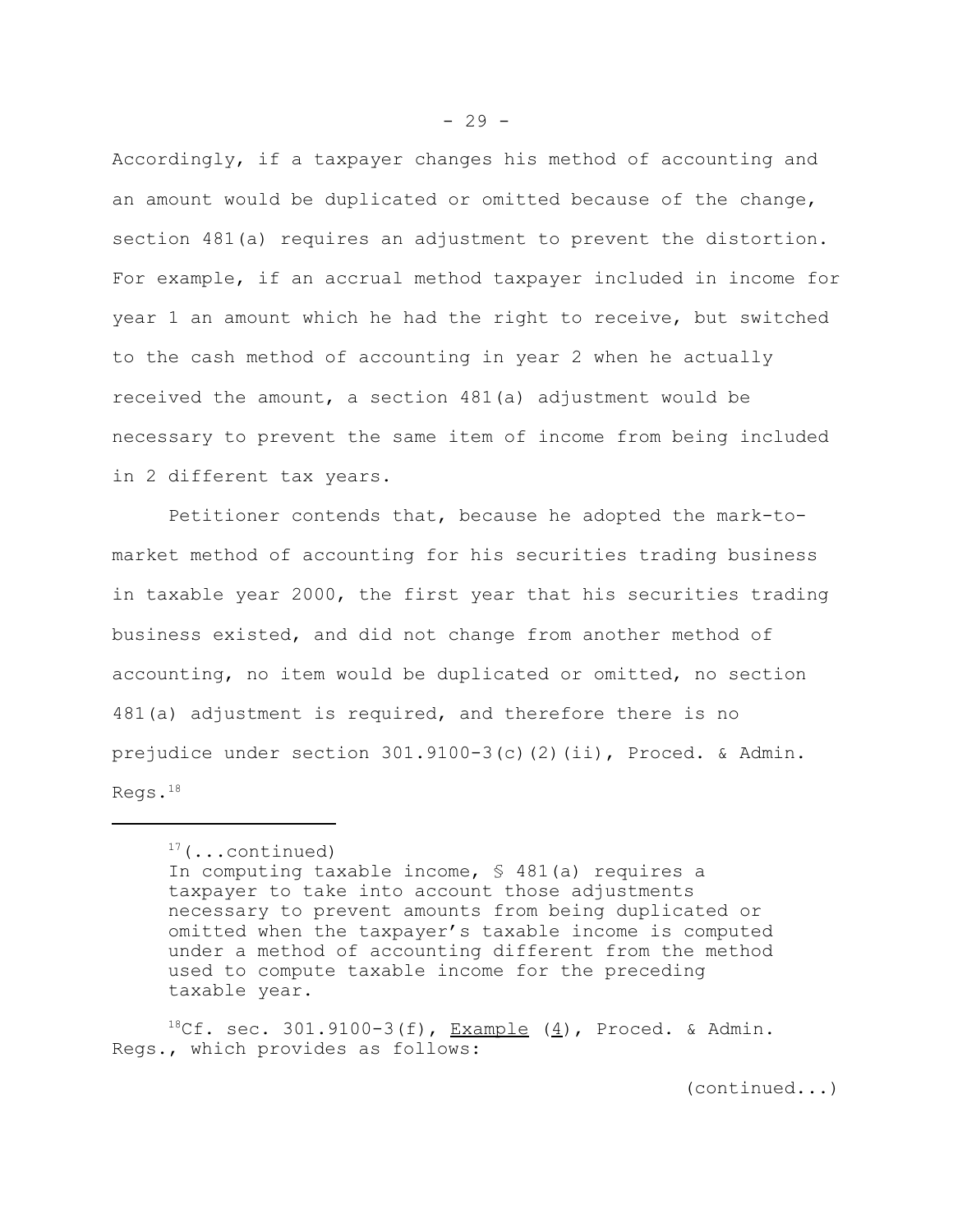Accordingly, if a taxpayer changes his method of accounting and an amount would be duplicated or omitted because of the change, section 481(a) requires an adjustment to prevent the distortion. For example, if an accrual method taxpayer included in income for year 1 an amount which he had the right to receive, but switched to the cash method of accounting in year 2 when he actually received the amount, a section 481(a) adjustment would be necessary to prevent the same item of income from being included in 2 different tax years.

Petitioner contends that, because he adopted the mark-to-market method of accounting for his securities trading business in taxable year 2000, the first year that his securities trading business existed, and did not change from another method of accounting, no item would be duplicated or omitted, no section 481(a) adjustment is required, and therefore there is no prejudice under section 301.9100-3(c)(2)(ii), Proced. & Admin. Regs.[18]

---

[17](...continued)

> In computing taxable income, § 481(a) requires a taxpayer to take into account those adjustments necessary to prevent amounts from being duplicated or omitted when the taxpayer's taxable income is computed under a method of accounting different from the method used to compute taxable income for the preceding taxable year.

[18]Cf. sec. 301.9100-3(f), Example (4), Proced. & Admin. Regs., which provides as follows:

(continued...)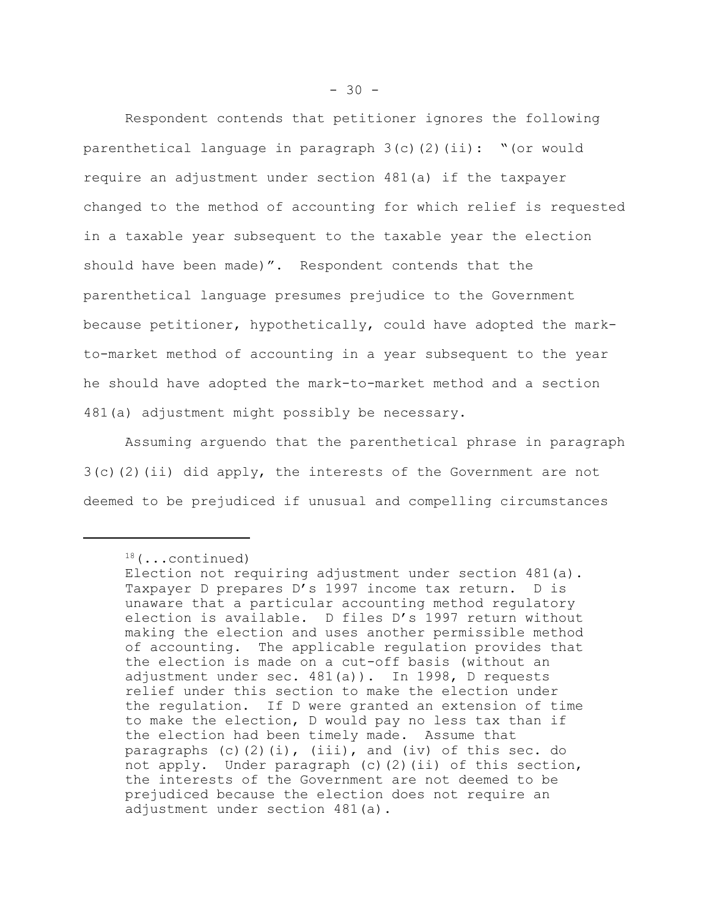Respondent contends that petitioner ignores the following parenthetical language in paragraph 3(c)(2)(ii): "(or would require an adjustment under section 481(a) if the taxpayer changed to the method of accounting for which relief is requested in a taxable year subsequent to the taxable year the election should have been made)". Respondent contends that the parenthetical language presumes prejudice to the Government because petitioner, hypothetically, could have adopted the mark-to-market method of accounting in a year subsequent to the year he should have adopted the mark-to-market method and a section 481(a) adjustment might possibly be necessary.

Assuming arguendo that the parenthetical phrase in paragraph 3(c)(2)(ii) did apply, the interests of the Government are not deemed to be prejudiced if unusual and compelling circumstances

---

[18](...continued)
Election not requiring adjustment under section 481(a). Taxpayer D prepares D's 1997 income tax return. D is unaware that a particular accounting method regulatory election is available. D files D's 1997 return without making the election and uses another permissible method of accounting. The applicable regulation provides that the election is made on a cut-off basis (without an adjustment under sec. 481(a)). In 1998, D requests relief under this section to make the election under the regulation. If D were granted an extension of time to make the election, D would pay no less tax than if the election had been timely made. Assume that paragraphs (c)(2)(i), (iii), and (iv) of this sec. do not apply. Under paragraph (c)(2)(ii) of this section, the interests of the Government are not deemed to be prejudiced because the election does not require an adjustment under section 481(a).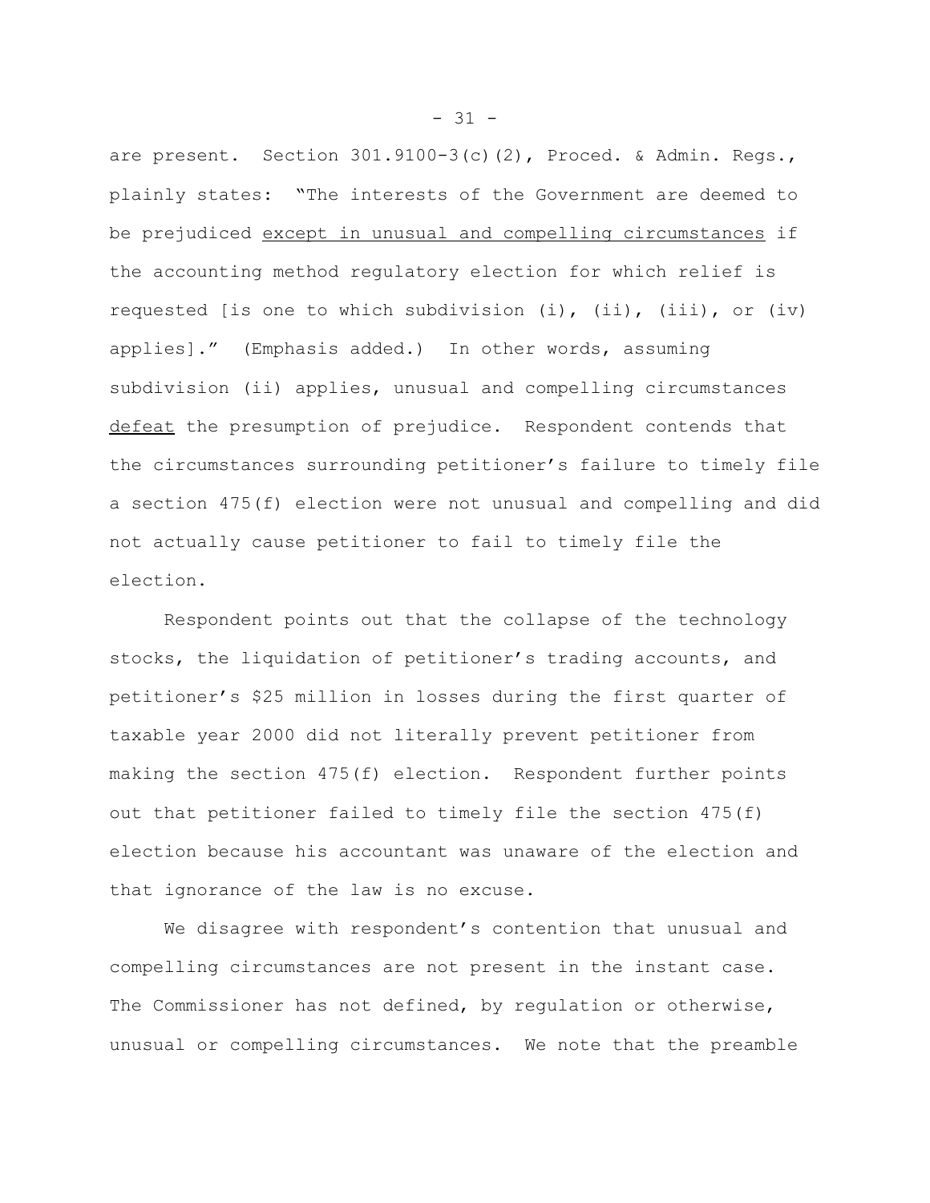are present. Section 301.9100-3(c)(2), Proced. & Admin. Regs., plainly states: "The interests of the Government are deemed to be prejudiced <u>except in unusual and compelling circumstances</u> if the accounting method regulatory election for which relief is requested [is one to which subdivision (i), (ii), (iii), or (iv) applies]." (Emphasis added.) In other words, assuming subdivision (ii) applies, unusual and compelling circumstances <u>defeat</u> the presumption of prejudice. Respondent contends that the circumstances surrounding petitioner's failure to timely file a section 475(f) election were not unusual and compelling and did not actually cause petitioner to fail to timely file the election.

Respondent points out that the collapse of the technology stocks, the liquidation of petitioner's trading accounts, and petitioner's $25 million in losses during the first quarter of taxable year 2000 did not literally prevent petitioner from making the section 475(f) election. Respondent further points out that petitioner failed to timely file the section 475(f) election because his accountant was unaware of the election and that ignorance of the law is no excuse.

We disagree with respondent's contention that unusual and compelling circumstances are not present in the instant case. The Commissioner has not defined, by regulation or otherwise, unusual or compelling circumstances. We note that the preamble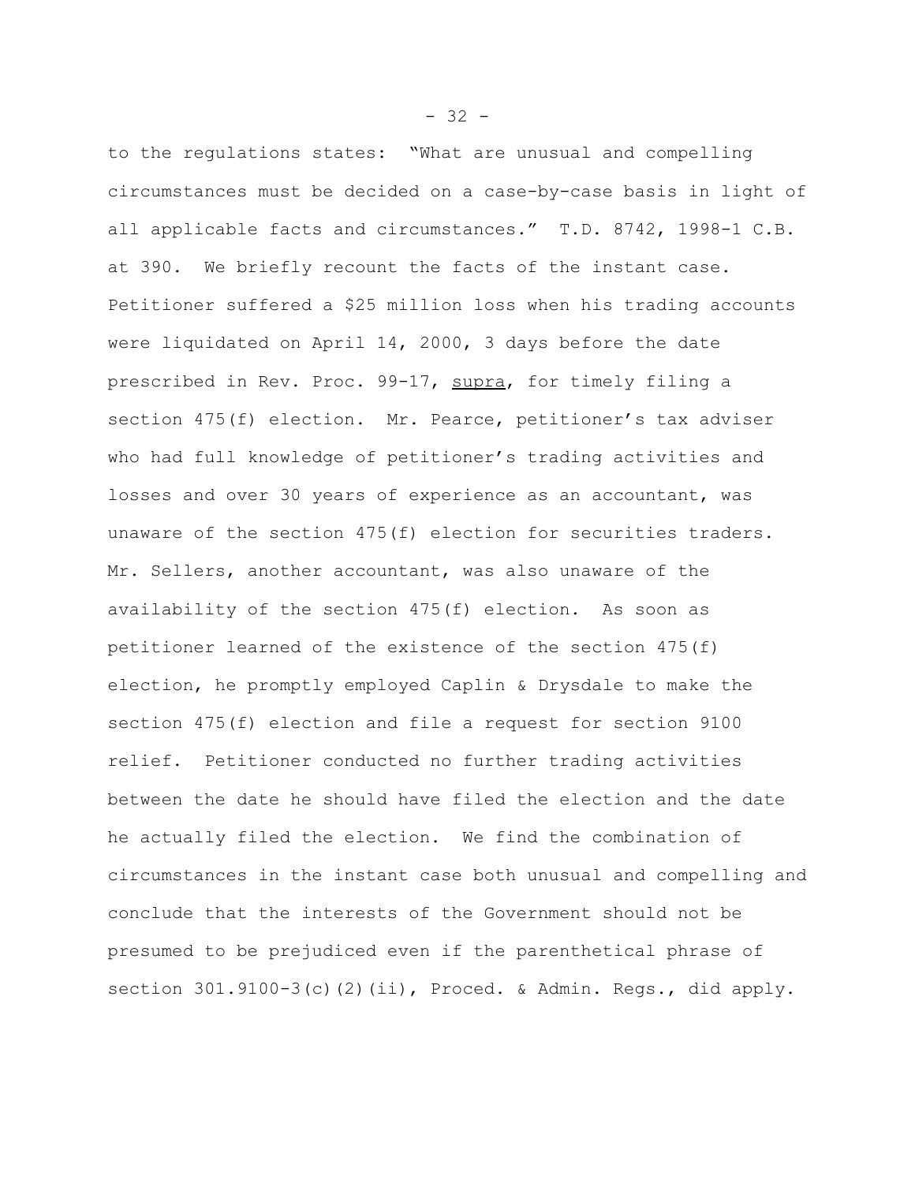to the regulations states: "What are unusual and compelling circumstances must be decided on a case-by-case basis in light of all applicable facts and circumstances." T.D. 8742, 1998-1 C.B. at 390. We briefly recount the facts of the instant case. Petitioner suffered a $25 million loss when his trading accounts were liquidated on April 14, 2000, 3 days before the date prescribed in Rev. Proc. 99-17, supra, for timely filing a section 475(f) election. Mr. Pearce, petitioner's tax adviser who had full knowledge of petitioner's trading activities and losses and over 30 years of experience as an accountant, was unaware of the section 475(f) election for securities traders. Mr. Sellers, another accountant, was also unaware of the availability of the section 475(f) election. As soon as petitioner learned of the existence of the section 475(f) election, he promptly employed Caplin & Drysdale to make the section 475(f) election and file a request for section 9100 relief. Petitioner conducted no further trading activities between the date he should have filed the election and the date he actually filed the election. We find the combination of circumstances in the instant case both unusual and compelling and conclude that the interests of the Government should not be presumed to be prejudiced even if the parenthetical phrase of section 301.9100-3(c)(2)(ii), Proced. & Admin. Regs., did apply.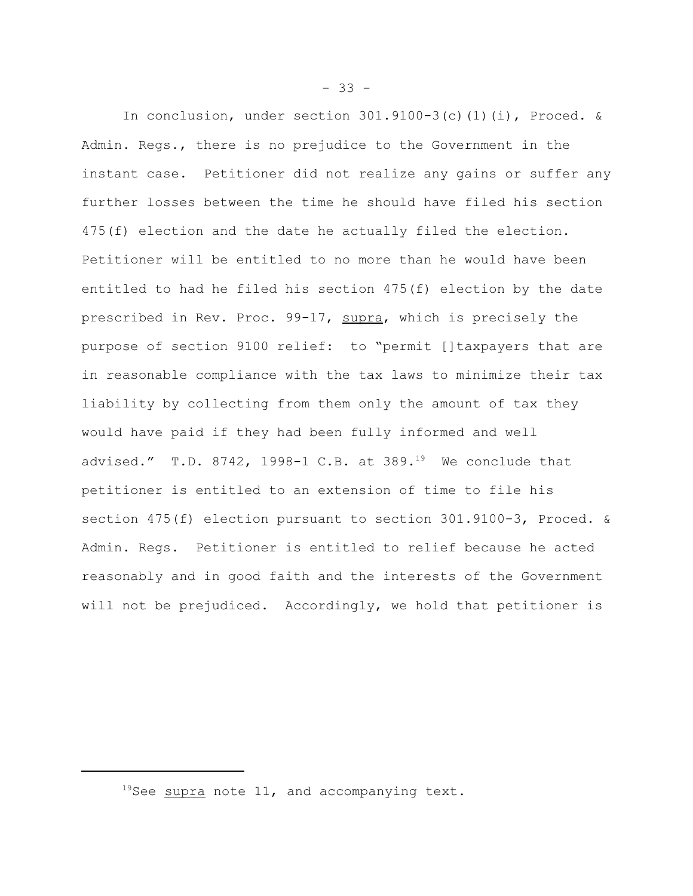In conclusion, under section 301.9100-3(c)(1)(i), Proced. & Admin. Regs., there is no prejudice to the Government in the instant case. Petitioner did not realize any gains or suffer any further losses between the time he should have filed his section 475(f) election and the date he actually filed the election. Petitioner will be entitled to no more than he would have been entitled to had he filed his section 475(f) election by the date prescribed in Rev. Proc. 99-17, supra, which is precisely the purpose of section 9100 relief: to "permit []taxpayers that are in reasonable compliance with the tax laws to minimize their tax liability by collecting from them only the amount of tax they would have paid if they had been fully informed and well advised." T.D. 8742, 1998-1 C.B. at 389.[19] We conclude that petitioner is entitled to an extension of time to file his section 475(f) election pursuant to section 301.9100-3, Proced. & Admin. Regs. Petitioner is entitled to relief because he acted reasonably and in good faith and the interests of the Government will not be prejudiced. Accordingly, we hold that petitioner is

---

[19] See supra note 11, and accompanying text.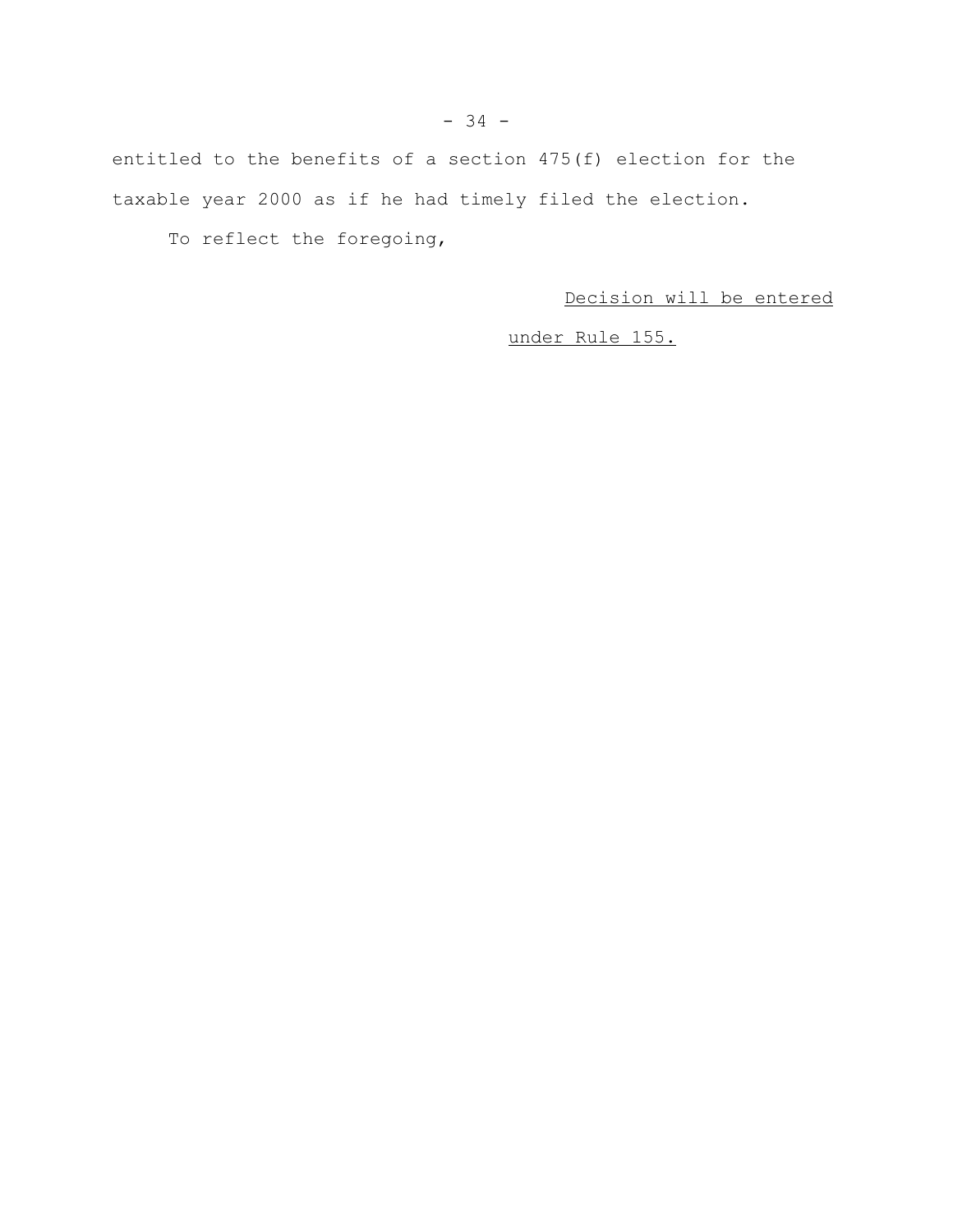entitled to the benefits of a section 475(f) election for the taxable year 2000 as if he had timely filed the election.

To reflect the foregoing,

Decision will be entered under Rule 155.